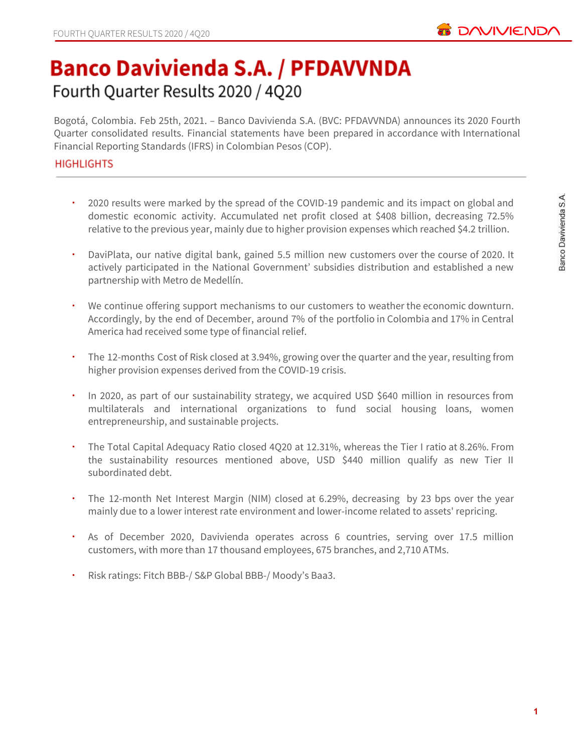# Banco Davivienda S.A. / PFDAVVNDA

## Fourth Quarter Results 2020 / 4Q20

Bogotá, Colombia. Feb 25th, 2021. – Banco Davivienda S.A. (BVC: PFDAVVNDA) announces its 2020 Fourth Quarter consolidated results. Financial statements have been prepared in accordance with International Financial Reporting Standards (IFRS) in Colombian Pesos (COP).

### HIGHLIGHTS

- 2020 results were marked by the spread of the COVID-19 pandemic and its impact on global and domestic economic activity. Accumulated net profit closed at $408 billion, decreasing 72.5% relative to the previous year, mainly due to higher provision expenses which reached $4.2 trillion.

- DaviPlata, our native digital bank, gained 5.5 million new customers over the course of 2020. It actively participated in the National Government' subsidies distribution and established a new partnership with Metro de Medellín.

- We continue offering support mechanisms to our customers to weather the economic downturn. Accordingly, by the end of December, around 7% of the portfolio in Colombia and 17% in Central America had received some type of financial relief.

- The 12-months Cost of Risk closed at 3.94%, growing over the quarter and the year, resulting from higher provision expenses derived from the COVID-19 crisis.

- In 2020, as part of our sustainability strategy, we acquired USD $640 million in resources from multilaterals and international organizations to fund social housing loans, women entrepreneurship, and sustainable projects.

- The Total Capital Adequacy Ratio closed 4Q20 at 12.31%, whereas the Tier I ratio at 8.26%. From the sustainability resources mentioned above, USD $440 million qualify as new Tier II subordinated debt.

- The 12-month Net Interest Margin (NIM) closed at 6.29%, decreasing by 23 bps over the year mainly due to a lower interest rate environment and lower-income related to assets' repricing.

- As of December 2020, Davivienda operates across 6 countries, serving over 17.5 million customers, with more than 17 thousand employees, 675 branches, and 2,710 ATMs.

- Risk ratings: Fitch BBB-/ S&P Global BBB-/ Moody's Baa3.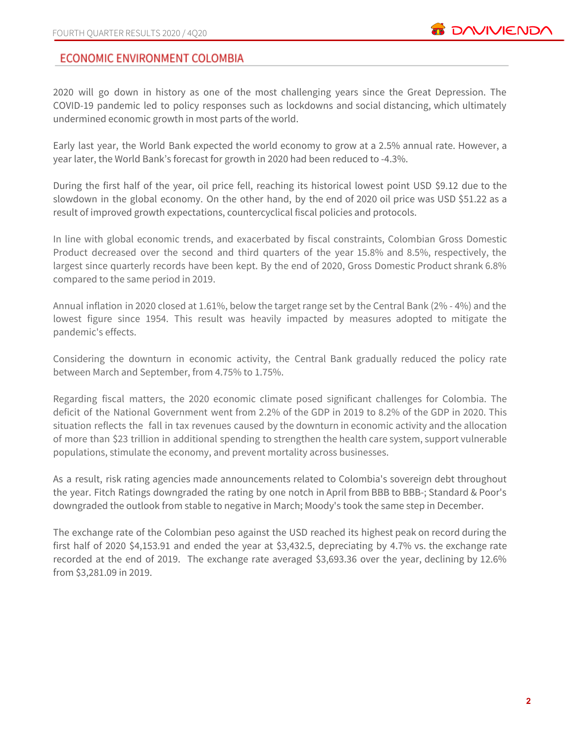## ECONOMIC ENVIRONMENT COLOMBIA

2020 will go down in history as one of the most challenging years since the Great Depression. The COVID-19 pandemic led to policy responses such as lockdowns and social distancing, which ultimately undermined economic growth in most parts of the world.

Early last year, the World Bank expected the world economy to grow at a 2.5% annual rate. However, a year later, the World Bank's forecast for growth in 2020 had been reduced to -4.3%.

During the first half of the year, oil price fell, reaching its historical lowest point USD $9.12 due to the slowdown in the global economy. On the other hand, by the end of 2020 oil price was USD $51.22 as a result of improved growth expectations, countercyclical fiscal policies and protocols.

In line with global economic trends, and exacerbated by fiscal constraints, Colombian Gross Domestic Product decreased over the second and third quarters of the year 15.8% and 8.5%, respectively, the largest since quarterly records have been kept. By the end of 2020, Gross Domestic Product shrank 6.8% compared to the same period in 2019.

Annual inflation in 2020 closed at 1.61%, below the target range set by the Central Bank (2% - 4%) and the lowest figure since 1954. This result was heavily impacted by measures adopted to mitigate the pandemic's effects.

Considering the downturn in economic activity, the Central Bank gradually reduced the policy rate between March and September, from 4.75% to 1.75%.

Regarding fiscal matters, the 2020 economic climate posed significant challenges for Colombia. The deficit of the National Government went from 2.2% of the GDP in 2019 to 8.2% of the GDP in 2020. This situation reflects the fall in tax revenues caused by the downturn in economic activity and the allocation of more than $23 trillion in additional spending to strengthen the health care system, support vulnerable populations, stimulate the economy, and prevent mortality across businesses.

As a result, risk rating agencies made announcements related to Colombia's sovereign debt throughout the year. Fitch Ratings downgraded the rating by one notch in April from BBB to BBB-; Standard & Poor's downgraded the outlook from stable to negative in March; Moody's took the same step in December.

The exchange rate of the Colombian peso against the USD reached its highest peak on record during the first half of 2020 $4,153.91 and ended the year at $3,432.5, depreciating by 4.7% vs. the exchange rate recorded at the end of 2019. The exchange rate averaged $3,693.36 over the year, declining by 12.6% from $3,281.09 in 2019.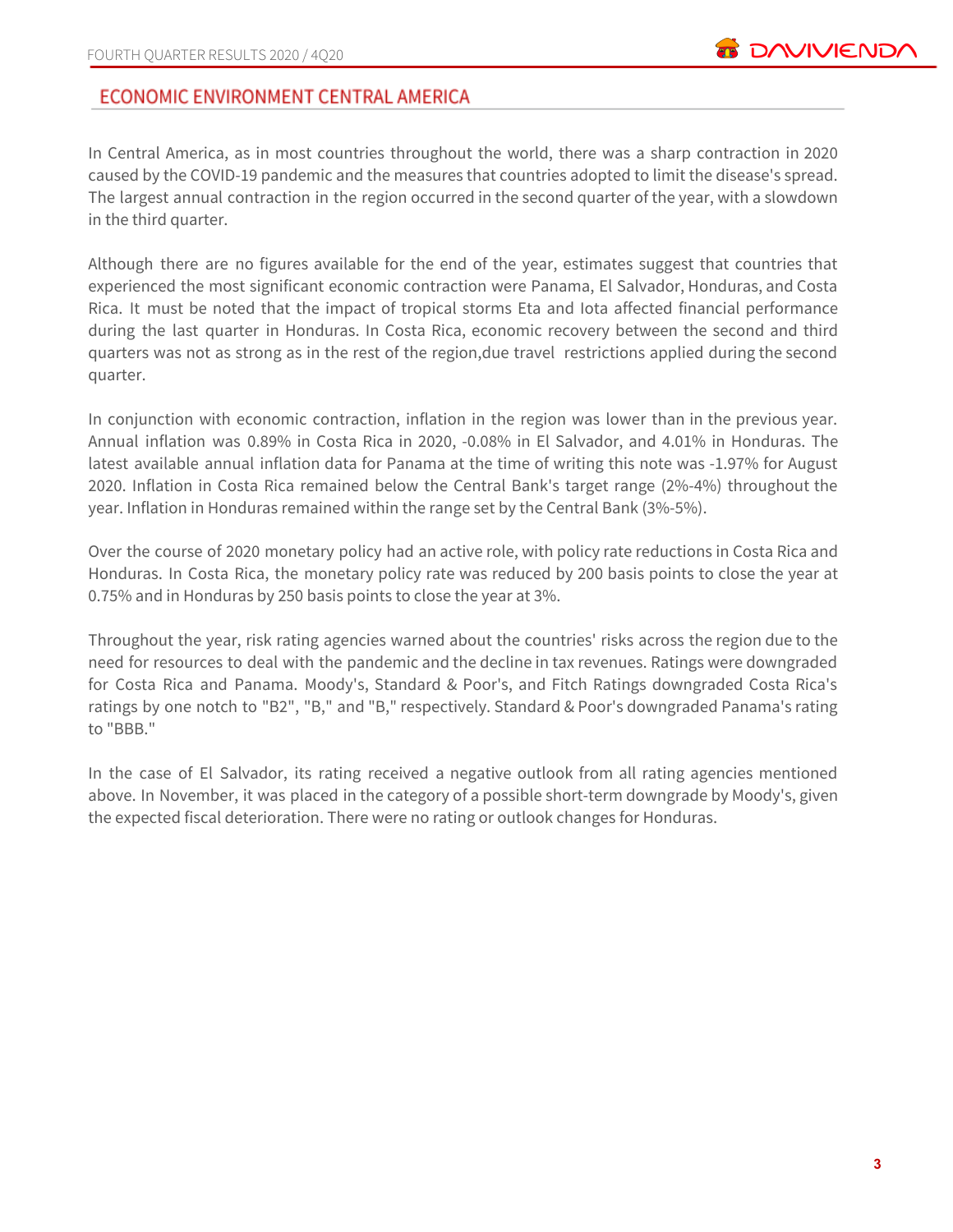## ECONOMIC ENVIRONMENT CENTRAL AMERICA

In Central America, as in most countries throughout the world, there was a sharp contraction in 2020 caused by the COVID-19 pandemic and the measures that countries adopted to limit the disease's spread. The largest annual contraction in the region occurred in the second quarter of the year, with a slowdown in the third quarter.

Although there are no figures available for the end of the year, estimates suggest that countries that experienced the most significant economic contraction were Panama, El Salvador, Honduras, and Costa Rica. It must be noted that the impact of tropical storms Eta and Iota affected financial performance during the last quarter in Honduras. In Costa Rica, economic recovery between the second and third quarters was not as strong as in the rest of the region,due travel restrictions applied during the second quarter.

In conjunction with economic contraction, inflation in the region was lower than in the previous year. Annual inflation was 0.89% in Costa Rica in 2020, -0.08% in El Salvador, and 4.01% in Honduras. The latest available annual inflation data for Panama at the time of writing this note was -1.97% for August 2020. Inflation in Costa Rica remained below the Central Bank's target range (2%-4%) throughout the year. Inflation in Honduras remained within the range set by the Central Bank (3%-5%).

Over the course of 2020 monetary policy had an active role, with policy rate reductions in Costa Rica and Honduras. In Costa Rica, the monetary policy rate was reduced by 200 basis points to close the year at 0.75% and in Honduras by 250 basis points to close the year at 3%.

Throughout the year, risk rating agencies warned about the countries' risks across the region due to the need for resources to deal with the pandemic and the decline in tax revenues. Ratings were downgraded for Costa Rica and Panama. Moody's, Standard & Poor's, and Fitch Ratings downgraded Costa Rica's ratings by one notch to "B2", "B," and "B," respectively. Standard & Poor's downgraded Panama's rating to "BBB."

In the case of El Salvador, its rating received a negative outlook from all rating agencies mentioned above. In November, it was placed in the category of a possible short-term downgrade by Moody's, given the expected fiscal deterioration. There were no rating or outlook changes for Honduras.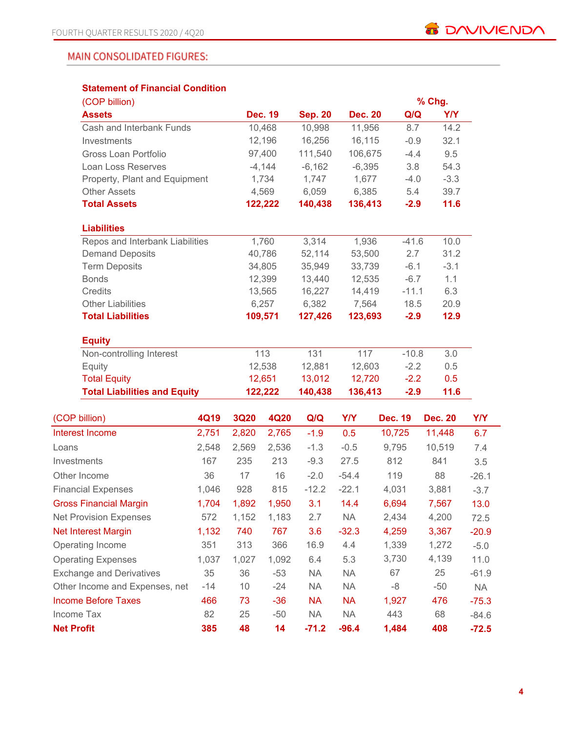## MAIN CONSOLIDATED FIGURES:

**Statement of Financial Condition**

| (COP billion) | | | | % Chg. | |
|---|---|---|---|---|---|
| **Assets** | **Dec. 19** | **Sep. 20** | **Dec. 20** | **Q/Q** | **Y/Y** |
| Cash and Interbank Funds | 10,468 | 10,998 | 11,956 | 8.7 | 14.2 |
| Investments | 12,196 | 16,256 | 16,115 | -0.9 | 32.1 |
| Gross Loan Portfolio | 97,400 | 111,540 | 106,675 | -4.4 | 9.5 |
| Loan Loss Reserves | -4,144 | -6,162 | -6,395 | 3.8 | 54.3 |
| Property, Plant and Equipment | 1,734 | 1,747 | 1,677 | -4.0 | -3.3 |
| Other Assets | 4,569 | 6,059 | 6,385 | 5.4 | 39.7 |
| **Total Assets** | **122,222** | **140,438** | **136,413** | **-2.9** | **11.6** |
| **Liabilities** | | | | | |
| Repos and Interbank Liabilities | 1,760 | 3,314 | 1,936 | -41.6 | 10.0 |
| Demand Deposits | 40,786 | 52,114 | 53,500 | 2.7 | 31.2 |
| Term Deposits | 34,805 | 35,949 | 33,739 | -6.1 | -3.1 |
| Bonds | 12,399 | 13,440 | 12,535 | -6.7 | 1.1 |
| Credits | 13,565 | 16,227 | 14,419 | -11.1 | 6.3 |
| Other Liabilities | 6,257 | 6,382 | 7,564 | 18.5 | 20.9 |
| **Total Liabilities** | **109,571** | **127,426** | **123,693** | **-2.9** | **12.9** |
| **Equity** | | | | | |
| Non-controlling Interest | 113 | 131 | 117 | -10.8 | 3.0 |
| Equity | 12,538 | 12,881 | 12,603 | -2.2 | 0.5 |
| Total Equity | 12,651 | 13,012 | 12,720 | -2.2 | 0.5 |
| **Total Liabilities and Equity** | **122,222** | **140,438** | **136,413** | **-2.9** | **11.6** |

| (COP billion) | **4Q19** | **3Q20** | **4Q20** | **Q/Q** | **Y/Y** | **Dec. 19** | **Dec. 20** | **Y/Y** |
|---|---|---|---|---|---|---|---|---|
| Interest Income | 2,751 | 2,820 | 2,765 | -1.9 | 0.5 | 10,725 | 11,448 | 6.7 |
| Loans | 2,548 | 2,569 | 2,536 | -1.3 | -0.5 | 9,795 | 10,519 | 7.4 |
| Investments | 167 | 235 | 213 | -9.3 | 27.5 | 812 | 841 | 3.5 |
| Other Income | 36 | 17 | 16 | -2.0 | -54.4 | 119 | 88 | -26.1 |
| Financial Expenses | 1,046 | 928 | 815 | -12.2 | -22.1 | 4,031 | 3,881 | -3.7 |
| Gross Financial Margin | 1,704 | 1,892 | 1,950 | 3.1 | 14.4 | 6,694 | 7,567 | 13.0 |
| Net Provision Expenses | 572 | 1,152 | 1,183 | 2.7 | NA | 2,434 | 4,200 | 72.5 |
| Net Interest Margin | 1,132 | 740 | 767 | 3.6 | -32.3 | 4,259 | 3,367 | -20.9 |
| Operating Income | 351 | 313 | 366 | 16.9 | 4.4 | 1,339 | 1,272 | -5.0 |
| Operating Expenses | 1,037 | 1,027 | 1,092 | 6.4 | 5.3 | 3,730 | 4,139 | 11.0 |
| Exchange and Derivatives | 35 | 36 | -53 | NA | NA | 67 | 25 | -61.9 |
| Other Income and Expenses, net | -14 | 10 | -24 | NA | NA | -8 | -50 | NA |
| Income Before Taxes | 466 | 73 | -36 | NA | NA | 1,927 | 476 | -75.3 |
| Income Tax | 82 | 25 | -50 | NA | NA | 443 | 68 | -84.6 |
| **Net Profit** | **385** | **48** | **14** | **-71.2** | **-96.4** | **1,484** | **408** | **-72.5** |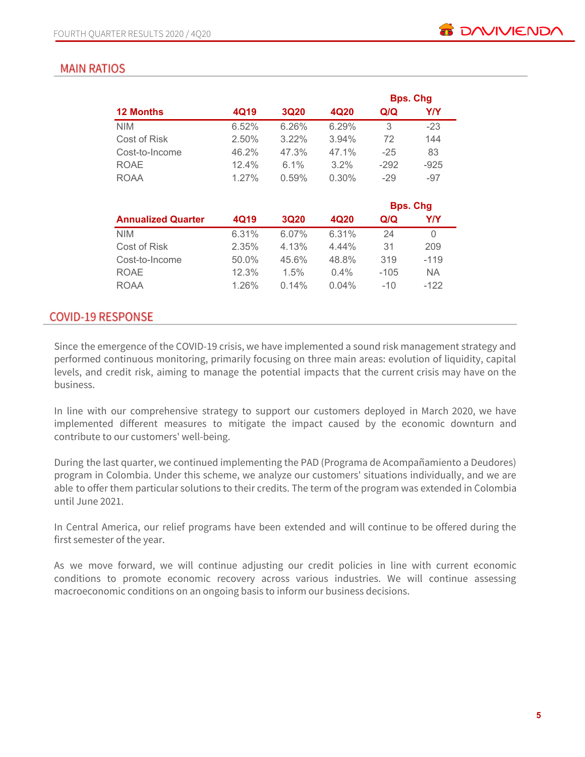## MAIN RATIOS

| 12 Months | 4Q19 | 3Q20 | 4Q20 | Bps. Chg Q/Q | Bps. Chg Y/Y |
|---|---|---|---|---|---|
| NIM | 6.52% | 6.26% | 6.29% | 3 | -23 |
| Cost of Risk | 2.50% | 3.22% | 3.94% | 72 | 144 |
| Cost-to-Income | 46.2% | 47.3% | 47.1% | -25 | 83 |
| ROAE | 12.4% | 6.1% | 3.2% | -292 | -925 |
| ROAA | 1.27% | 0.59% | 0.30% | -29 | -97 |

| Annualized Quarter | 4Q19 | 3Q20 | 4Q20 | Bps. Chg Q/Q | Bps. Chg Y/Y |
|---|---|---|---|---|---|
| NIM | 6.31% | 6.07% | 6.31% | 24 | 0 |
| Cost of Risk | 2.35% | 4.13% | 4.44% | 31 | 209 |
| Cost-to-Income | 50.0% | 45.6% | 48.8% | 319 | -119 |
| ROAE | 12.3% | 1.5% | 0.4% | -105 | NA |
| ROAA | 1.26% | 0.14% | 0.04% | -10 | -122 |

## COVID-19 RESPONSE

Since the emergence of the COVID-19 crisis, we have implemented a sound risk management strategy and performed continuous monitoring, primarily focusing on three main areas: evolution of liquidity, capital levels, and credit risk, aiming to manage the potential impacts that the current crisis may have on the business.

In line with our comprehensive strategy to support our customers deployed in March 2020, we have implemented different measures to mitigate the impact caused by the economic downturn and contribute to our customers' well-being.

During the last quarter, we continued implementing the PAD (Programa de Acompañamiento a Deudores) program in Colombia. Under this scheme, we analyze our customers' situations individually, and we are able to offer them particular solutions to their credits. The term of the program was extended in Colombia until June 2021.

In Central America, our relief programs have been extended and will continue to be offered during the first semester of the year.

As we move forward, we will continue adjusting our credit policies in line with current economic conditions to promote economic recovery across various industries. We will continue assessing macroeconomic conditions on an ongoing basis to inform our business decisions.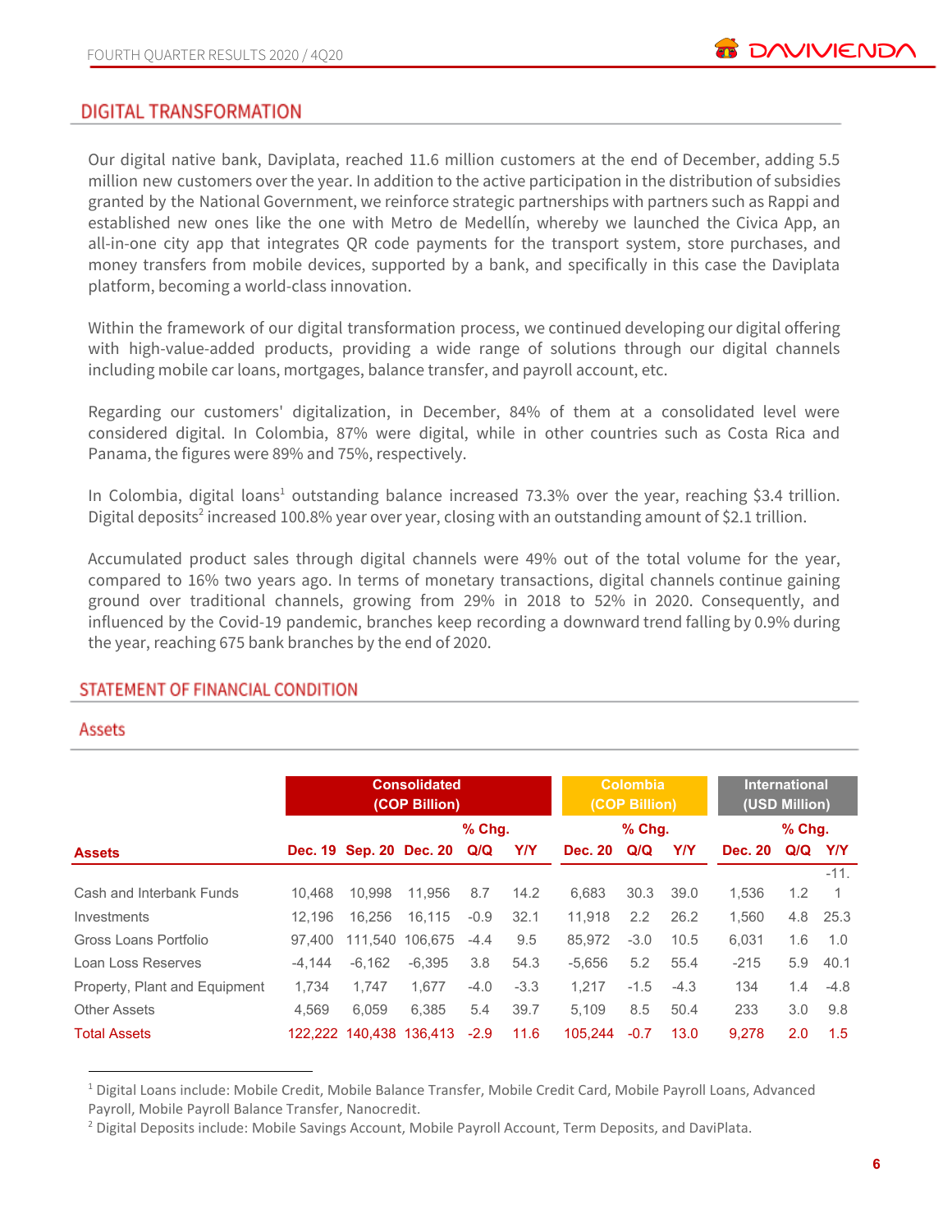## DIGITAL TRANSFORMATION

Our digital native bank, Daviplata, reached 11.6 million customers at the end of December, adding 5.5 million new customers over the year. In addition to the active participation in the distribution of subsidies granted by the National Government, we reinforce strategic partnerships with partners such as Rappi and established new ones like the one with Metro de Medellín, whereby we launched the Civica App, an all-in-one city app that integrates QR code payments for the transport system, store purchases, and money transfers from mobile devices, supported by a bank, and specifically in this case the Daviplata platform, becoming a world-class innovation.

Within the framework of our digital transformation process, we continued developing our digital offering with high-value-added products, providing a wide range of solutions through our digital channels including mobile car loans, mortgages, balance transfer, and payroll account, etc.

Regarding our customers' digitalization, in December, 84% of them at a consolidated level were considered digital. In Colombia, 87% were digital, while in other countries such as Costa Rica and Panama, the figures were 89% and 75%, respectively.

In Colombia, digital loans[1] outstanding balance increased 73.3% over the year, reaching $3.4 trillion. Digital deposits[2] increased 100.8% year over year, closing with an outstanding amount of $2.1 trillion.

Accumulated product sales through digital channels were 49% out of the total volume for the year, compared to 16% two years ago. In terms of monetary transactions, digital channels continue gaining ground over traditional channels, growing from 29% in 2018 to 52% in 2020. Consequently, and influenced by the Covid-19 pandemic, branches keep recording a downward trend falling by 0.9% during the year, reaching 675 bank branches by the end of 2020.

## STATEMENT OF FINANCIAL CONDITION

### Assets

| | Consolidated (COP Billion) | | | | | Colombia (COP Billion) | | | International (USD Million) | | |
|---|---|---|---|---|---|---|---|---|---|---|---|
| | | | | % Chg. | | | % Chg. | | | % Chg. | |
| **Assets** | **Dec. 19** | **Sep. 20** | **Dec. 20** | **Q/Q** | **Y/Y** | **Dec. 20** | **Q/Q** | **Y/Y** | **Dec. 20** | **Q/Q** | **Y/Y** |
| Cash and Interbank Funds | 10,468 | 10,998 | 11,956 | 8.7 | 14.2 | 6,683 | 30.3 | 39.0 | 1,536 | 1.2 | -11.1 |
| Investments | 12,196 | 16,256 | 16,115 | -0.9 | 32.1 | 11,918 | 2.2 | 26.2 | 1,560 | 4.8 | 25.3 |
| Gross Loans Portfolio | 97,400 | 111,540 | 106,675 | -4.4 | 9.5 | 85,972 | -3.0 | 10.5 | 6,031 | 1.6 | 1.0 |
| Loan Loss Reserves | -4,144 | -6,162 | -6,395 | 3.8 | 54.3 | -5,656 | 5.2 | 55.4 | -215 | 5.9 | 40.1 |
| Property, Plant and Equipment | 1,734 | 1,747 | 1,677 | -4.0 | -3.3 | 1,217 | -1.5 | -4.3 | 134 | 1.4 | -4.8 |
| Other Assets | 4,569 | 6,059 | 6,385 | 5.4 | 39.7 | 5,109 | 8.5 | 50.4 | 233 | 3.0 | 9.8 |
| Total Assets | 122,222 | 140,438 | 136,413 | -2.9 | 11.6 | 105,244 | -0.7 | 13.0 | 9,278 | 2.0 | 1.5 |

---

[1] Digital Loans include: Mobile Credit, Mobile Balance Transfer, Mobile Credit Card, Mobile Payroll Loans, Advanced Payroll, Mobile Payroll Balance Transfer, Nanocredit.

[2] Digital Deposits include: Mobile Savings Account, Mobile Payroll Account, Term Deposits, and DaviPlata.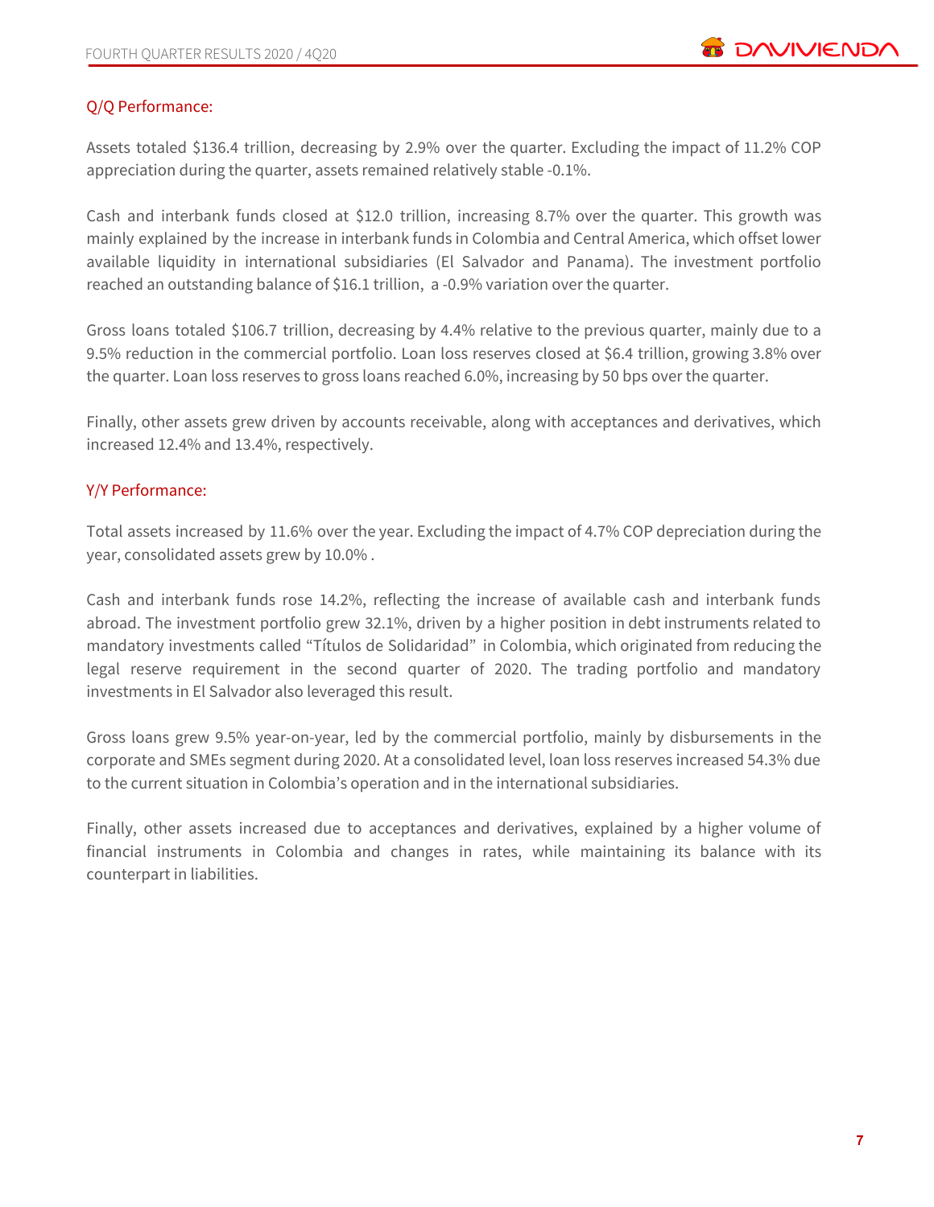## Q/Q Performance:

Assets totaled $136.4 trillion, decreasing by 2.9% over the quarter. Excluding the impact of 11.2% COP appreciation during the quarter, assets remained relatively stable -0.1%.

Cash and interbank funds closed at $12.0 trillion, increasing 8.7% over the quarter. This growth was mainly explained by the increase in interbank funds in Colombia and Central America, which offset lower available liquidity in international subsidiaries (El Salvador and Panama). The investment portfolio reached an outstanding balance of $16.1 trillion, a -0.9% variation over the quarter.

Gross loans totaled $106.7 trillion, decreasing by 4.4% relative to the previous quarter, mainly due to a 9.5% reduction in the commercial portfolio. Loan loss reserves closed at $6.4 trillion, growing 3.8% over the quarter. Loan loss reserves to gross loans reached 6.0%, increasing by 50 bps over the quarter.

Finally, other assets grew driven by accounts receivable, along with acceptances and derivatives, which increased 12.4% and 13.4%, respectively.

## Y/Y Performance:

Total assets increased by 11.6% over the year. Excluding the impact of 4.7% COP depreciation during the year, consolidated assets grew by 10.0% .

Cash and interbank funds rose 14.2%, reflecting the increase of available cash and interbank funds abroad. The investment portfolio grew 32.1%, driven by a higher position in debt instruments related to mandatory investments called "Títulos de Solidaridad" in Colombia, which originated from reducing the legal reserve requirement in the second quarter of 2020. The trading portfolio and mandatory investments in El Salvador also leveraged this result.

Gross loans grew 9.5% year-on-year, led by the commercial portfolio, mainly by disbursements in the corporate and SMEs segment during 2020. At a consolidated level, loan loss reserves increased 54.3% due to the current situation in Colombia's operation and in the international subsidiaries.

Finally, other assets increased due to acceptances and derivatives, explained by a higher volume of financial instruments in Colombia and changes in rates, while maintaining its balance with its counterpart in liabilities.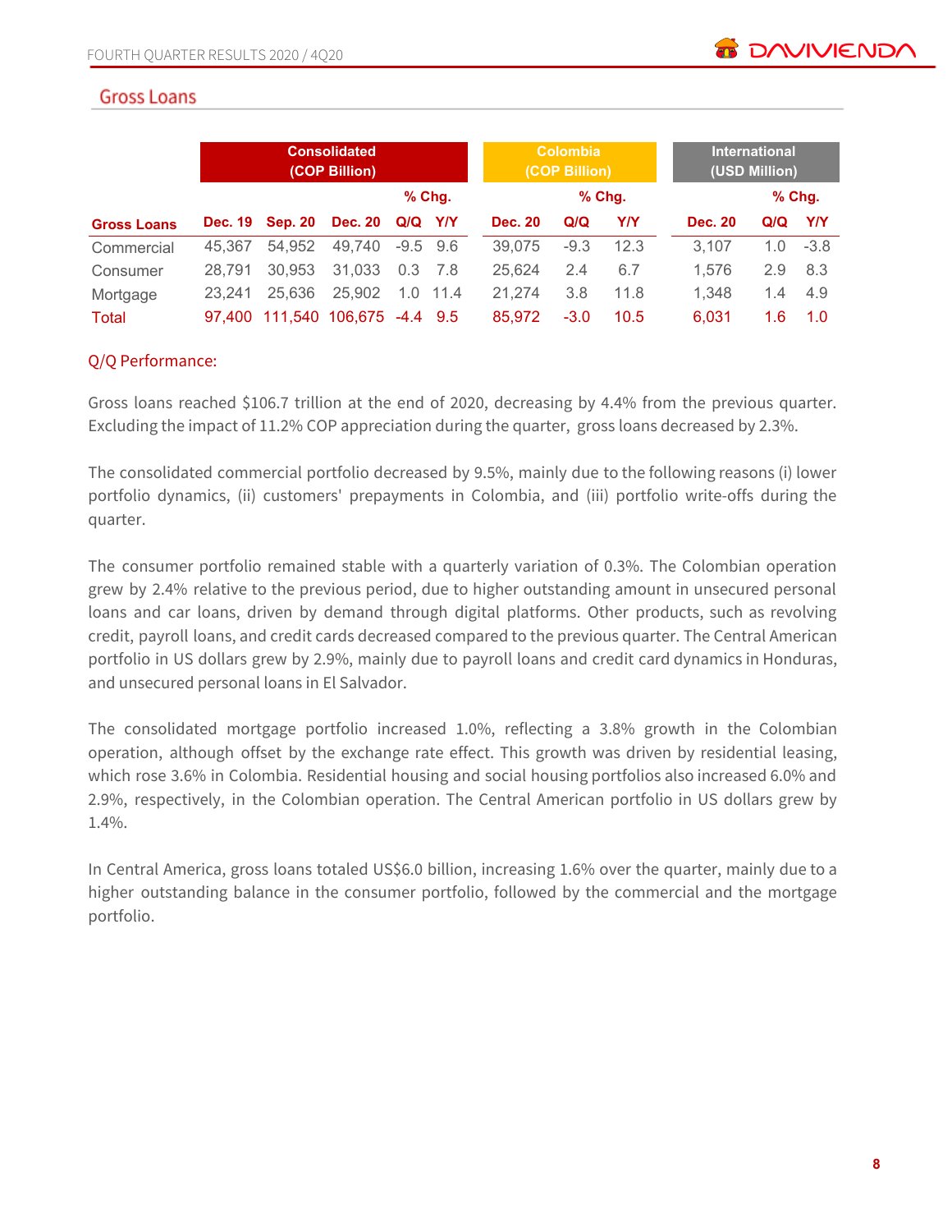## Gross Loans

| | Consolidated (COP Billion) | | | | | Colombia (COP Billion) | | | International (USD Million) | | |
|---|---|---|---|---|---|---|---|---|---|---|---|
| | | | | % Chg. | | | % Chg. | | | % Chg. | |
| **Gross Loans** | **Dec. 19** | **Sep. 20** | **Dec. 20** | **Q/Q** | **Y/Y** | **Dec. 20** | **Q/Q** | **Y/Y** | **Dec. 20** | **Q/Q** | **Y/Y** |
| Commercial | 45,367 | 54,952 | 49,740 | -9.5 | 9.6 | 39,075 | -9.3 | 12.3 | 3,107 | 1.0 | -3.8 |
| Consumer | 28,791 | 30,953 | 31,033 | 0.3 | 7.8 | 25,624 | 2.4 | 6.7 | 1,576 | 2.9 | 8.3 |
| Mortgage | 23,241 | 25,636 | 25,902 | 1.0 | 11.4 | 21,274 | 3.8 | 11.8 | 1,348 | 1.4 | 4.9 |
| Total | 97,400 | 111,540 | 106,675 | -4.4 | 9.5 | 85,972 | -3.0 | 10.5 | 6,031 | 1.6 | 1.0 |

### Q/Q Performance:

Gross loans reached $106.7 trillion at the end of 2020, decreasing by 4.4% from the previous quarter. Excluding the impact of 11.2% COP appreciation during the quarter, gross loans decreased by 2.3%.

The consolidated commercial portfolio decreased by 9.5%, mainly due to the following reasons (i) lower portfolio dynamics, (ii) customers' prepayments in Colombia, and (iii) portfolio write-offs during the quarter.

The consumer portfolio remained stable with a quarterly variation of 0.3%. The Colombian operation grew by 2.4% relative to the previous period, due to higher outstanding amount in unsecured personal loans and car loans, driven by demand through digital platforms. Other products, such as revolving credit, payroll loans, and credit cards decreased compared to the previous quarter. The Central American portfolio in US dollars grew by 2.9%, mainly due to payroll loans and credit card dynamics in Honduras, and unsecured personal loans in El Salvador.

The consolidated mortgage portfolio increased 1.0%, reflecting a 3.8% growth in the Colombian operation, although offset by the exchange rate effect. This growth was driven by residential leasing, which rose 3.6% in Colombia. Residential housing and social housing portfolios also increased 6.0% and 2.9%, respectively, in the Colombian operation. The Central American portfolio in US dollars grew by 1.4%.

In Central America, gross loans totaled US$6.0 billion, increasing 1.6% over the quarter, mainly due to a higher outstanding balance in the consumer portfolio, followed by the commercial and the mortgage portfolio.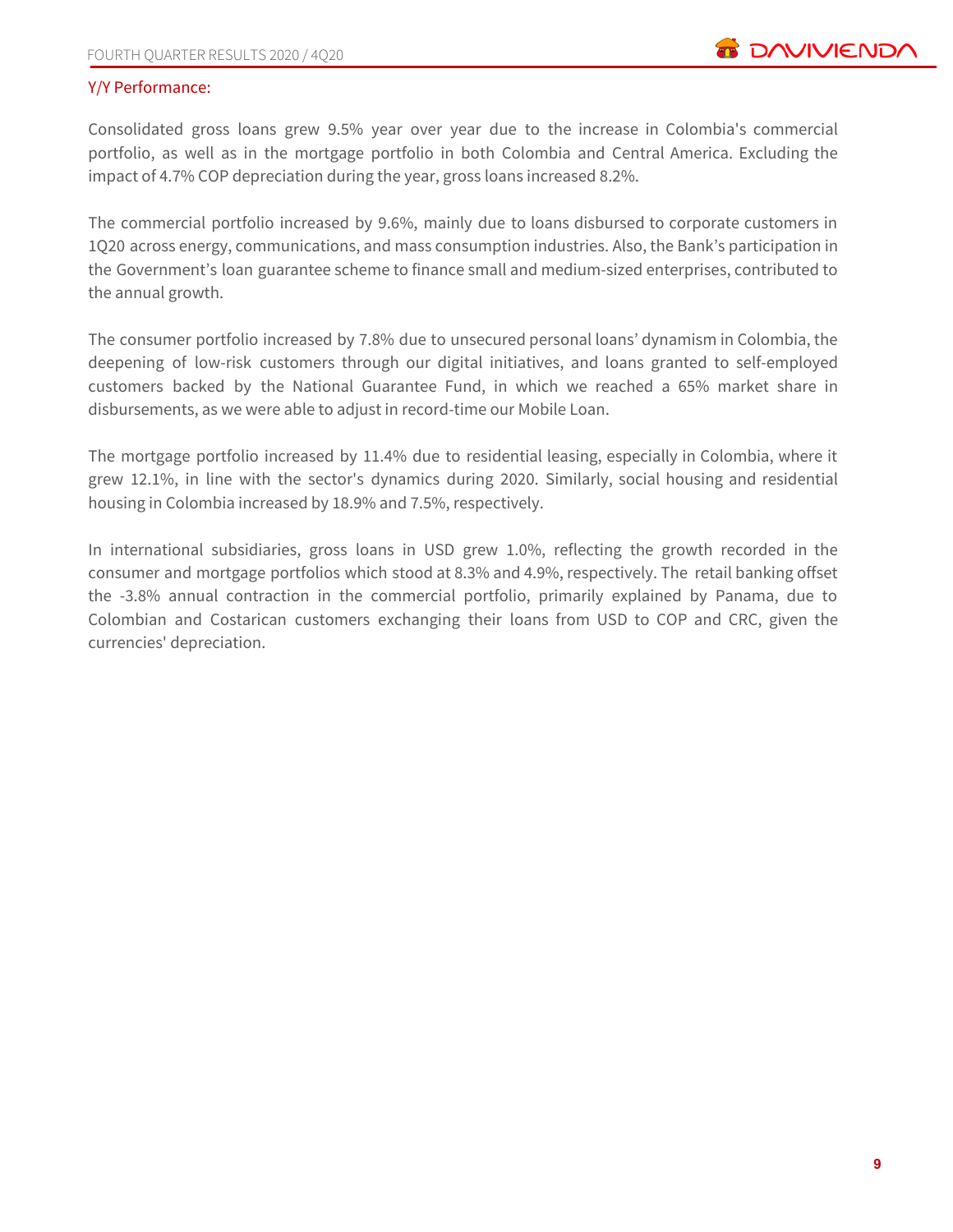## Y/Y Performance:

Consolidated gross loans grew 9.5% year over year due to the increase in Colombia's commercial portfolio, as well as in the mortgage portfolio in both Colombia and Central America. Excluding the impact of 4.7% COP depreciation during the year, gross loans increased 8.2%.

The commercial portfolio increased by 9.6%, mainly due to loans disbursed to corporate customers in 1Q20 across energy, communications, and mass consumption industries. Also, the Bank's participation in the Government's loan guarantee scheme to finance small and medium-sized enterprises, contributed to the annual growth.

The consumer portfolio increased by 7.8% due to unsecured personal loans' dynamism in Colombia, the deepening of low-risk customers through our digital initiatives, and loans granted to self-employed customers backed by the National Guarantee Fund, in which we reached a 65% market share in disbursements, as we were able to adjust in record-time our Mobile Loan.

The mortgage portfolio increased by 11.4% due to residential leasing, especially in Colombia, where it grew 12.1%, in line with the sector's dynamics during 2020. Similarly, social housing and residential housing in Colombia increased by 18.9% and 7.5%, respectively.

In international subsidiaries, gross loans in USD grew 1.0%, reflecting the growth recorded in the consumer and mortgage portfolios which stood at 8.3% and 4.9%, respectively. The retail banking offset the -3.8% annual contraction in the commercial portfolio, primarily explained by Panama, due to Colombian and Costarican customers exchanging their loans from USD to COP and CRC, given the currencies' depreciation.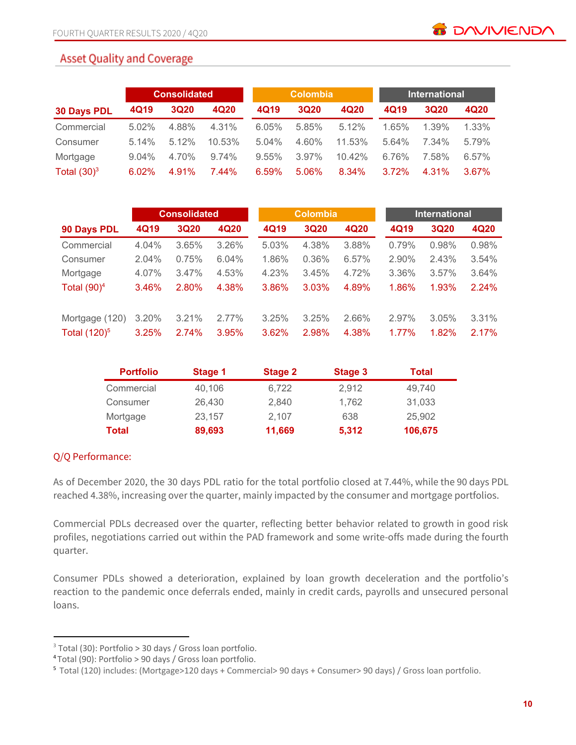## Asset Quality and Coverage

| 30 Days PDL | Consolidated | | | Colombia | | | International | | |
|---|---|---|---|---|---|---|---|---|---|
| | 4Q19 | 3Q20 | 4Q20 | 4Q19 | 3Q20 | 4Q20 | 4Q19 | 3Q20 | 4Q20 |
| Commercial | 5.02% | 4.88% | 4.31% | 6.05% | 5.85% | 5.12% | 1.65% | 1.39% | 1.33% |
| Consumer | 5.14% | 5.12% | 10.53% | 5.04% | 4.60% | 11.53% | 5.64% | 7.34% | 5.79% |
| Mortgage | 9.04% | 4.70% | 9.74% | 9.55% | 3.97% | 10.42% | 6.76% | 7.58% | 6.57% |
| Total (30)[3] | 6.02% | 4.91% | 7.44% | 6.59% | 5.06% | 8.34% | 3.72% | 4.31% | 3.67% |

| 90 Days PDL | Consolidated | | | Colombia | | | International | | |
|---|---|---|---|---|---|---|---|---|---|
| | 4Q19 | 3Q20 | 4Q20 | 4Q19 | 3Q20 | 4Q20 | 4Q19 | 3Q20 | 4Q20 |
| Commercial | 4.04% | 3.65% | 3.26% | 5.03% | 4.38% | 3.88% | 0.79% | 0.98% | 0.98% |
| Consumer | 2.04% | 0.75% | 6.04% | 1.86% | 0.36% | 6.57% | 2.90% | 2.43% | 3.54% |
| Mortgage | 4.07% | 3.47% | 4.53% | 4.23% | 3.45% | 4.72% | 3.36% | 3.57% | 3.64% |
| Total (90)[4] | 3.46% | 2.80% | 4.38% | 3.86% | 3.03% | 4.89% | 1.86% | 1.93% | 2.24% |
| Mortgage (120) | 3.20% | 3.21% | 2.77% | 3.25% | 3.25% | 2.66% | 2.97% | 3.05% | 3.31% |
| Total (120)[5] | 3.25% | 2.74% | 3.95% | 3.62% | 2.98% | 4.38% | 1.77% | 1.82% | 2.17% |

| Portfolio | Stage 1 | Stage 2 | Stage 3 | Total |
|---|---|---|---|---|
| Commercial | 40,106 | 6,722 | 2,912 | 49,740 |
| Consumer | 26,430 | 2,840 | 1,762 | 31,033 |
| Mortgage | 23,157 | 2,107 | 638 | 25,902 |
| **Total** | **89,693** | **11,669** | **5,312** | **106,675** |

### Q/Q Performance:

As of December 2020, the 30 days PDL ratio for the total portfolio closed at 7.44%, while the 90 days PDL reached 4.38%, increasing over the quarter, mainly impacted by the consumer and mortgage portfolios.

Commercial PDLs decreased over the quarter, reflecting better behavior related to growth in good risk profiles, negotiations carried out within the PAD framework and some write-offs made during the fourth quarter.

Consumer PDLs showed a deterioration, explained by loan growth deceleration and the portfolio's reaction to the pandemic once deferrals ended, mainly in credit cards, payrolls and unsecured personal loans.

---

[3] Total (30): Portfolio > 30 days / Gross loan portfolio.
[4] Total (90): Portfolio > 90 days / Gross loan portfolio.
[5] Total (120) includes: (Mortgage>120 days + Commercial> 90 days + Consumer> 90 days) / Gross loan portfolio.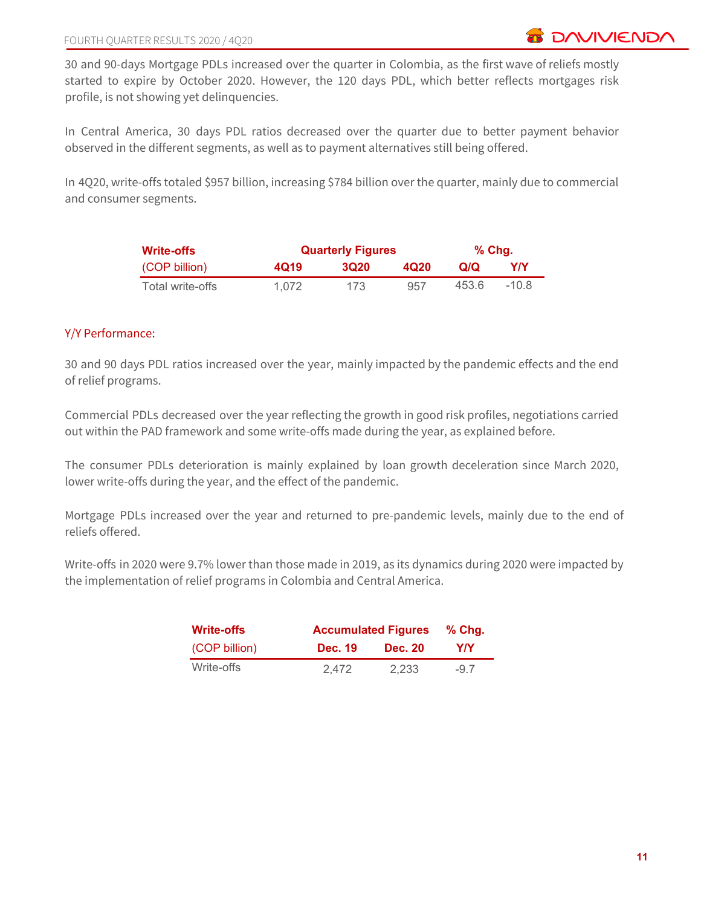30 and 90-days Mortgage PDLs increased over the quarter in Colombia, as the first wave of reliefs mostly started to expire by October 2020. However, the 120 days PDL, which better reflects mortgages risk profile, is not showing yet delinquencies.

In Central America, 30 days PDL ratios decreased over the quarter due to better payment behavior observed in the different segments, as well as to payment alternatives still being offered.

In 4Q20, write-offs totaled $957 billion, increasing $784 billion over the quarter, mainly due to commercial and consumer segments.

| Write-offs | Quarterly Figures | | | % Chg. | |
|---|---|---|---|---|---|
| (COP billion) | 4Q19 | 3Q20 | 4Q20 | Q/Q | Y/Y |
| Total write-offs | 1,072 | 173 | 957 | 453.6 | -10.8 |

## Y/Y Performance:

30 and 90 days PDL ratios increased over the year, mainly impacted by the pandemic effects and the end of relief programs.

Commercial PDLs decreased over the year reflecting the growth in good risk profiles, negotiations carried out within the PAD framework and some write-offs made during the year, as explained before.

The consumer PDLs deterioration is mainly explained by loan growth deceleration since March 2020, lower write-offs during the year, and the effect of the pandemic.

Mortgage PDLs increased over the year and returned to pre-pandemic levels, mainly due to the end of reliefs offered.

Write-offs in 2020 were 9.7% lower than those made in 2019, as its dynamics during 2020 were impacted by the implementation of relief programs in Colombia and Central America.

| Write-offs | Accumulated Figures | | % Chg. |
|---|---|---|---|
| (COP billion) | Dec. 19 | Dec. 20 | Y/Y |
| Write-offs | 2,472 | 2,233 | -9.7 |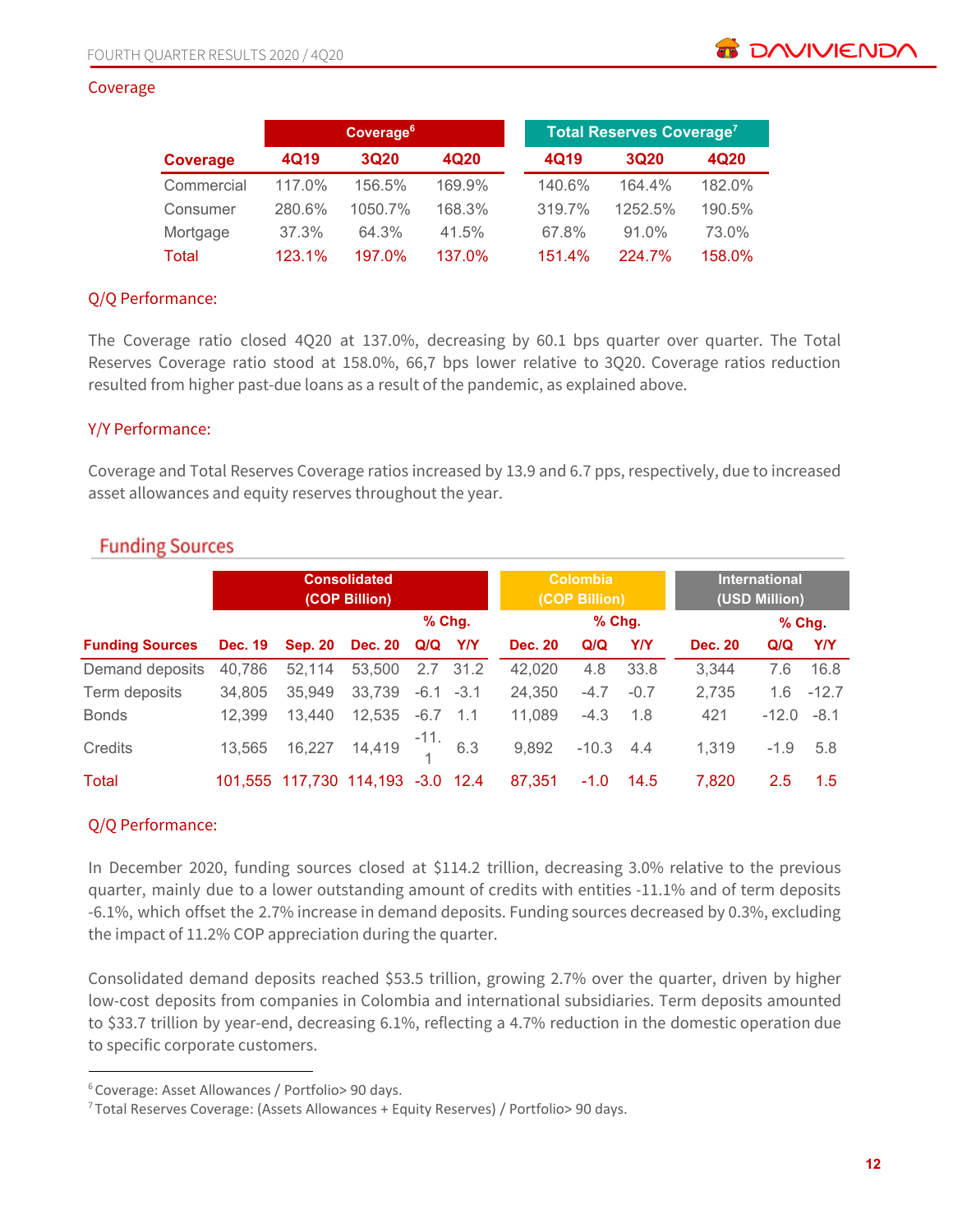## Coverage

| Coverage | Coverage[6] | | | Total Reserves Coverage[7] | | |
|---|---|---|---|---|---|---|
| | 4Q19 | 3Q20 | 4Q20 | 4Q19 | 3Q20 | 4Q20 |
| Commercial | 117.0% | 156.5% | 169.9% | 140.6% | 164.4% | 182.0% |
| Consumer | 280.6% | 1050.7% | 168.3% | 319.7% | 1252.5% | 190.5% |
| Mortgage | 37.3% | 64.3% | 41.5% | 67.8% | 91.0% | 73.0% |
| Total | 123.1% | 197.0% | 137.0% | 151.4% | 224.7% | 158.0% |

### Q/Q Performance:

The Coverage ratio closed 4Q20 at 137.0%, decreasing by 60.1 bps quarter over quarter. The Total Reserves Coverage ratio stood at 158.0%, 66,7 bps lower relative to 3Q20. Coverage ratios reduction resulted from higher past-due loans as a result of the pandemic, as explained above.

### Y/Y Performance:

Coverage and Total Reserves Coverage ratios increased by 13.9 and 6.7 pps, respectively, due to increased asset allowances and equity reserves throughout the year.

## Funding Sources

| Funding Sources | Consolidated (COP Billion) | | | | | Colombia (COP Billion) | | | International (USD Million) | | |
|---|---|---|---|---|---|---|---|---|---|---|---|
| | | | | % Chg. | | | % Chg. | | | % Chg. | |
| | Dec. 19 | Sep. 20 | Dec. 20 | Q/Q | Y/Y | Dec. 20 | Q/Q | Y/Y | Dec. 20 | Q/Q | Y/Y |
| Demand deposits | 40,786 | 52,114 | 53,500 | 2.7 | 31.2 | 42,020 | 4.8 | 33.8 | 3,344 | 7.6 | 16.8 |
| Term deposits | 34,805 | 35,949 | 33,739 | -6.1 | -3.1 | 24,350 | -4.7 | -0.7 | 2,735 | 1.6 | -12.7 |
| Bonds | 12,399 | 13,440 | 12,535 | -6.7 | 1.1 | 11,089 | -4.3 | 1.8 | 421 | -12.0 | -8.1 |
| Credits | 13,565 | 16,227 | 14,419 | -11.1 | 6.3 | 9,892 | -10.3 | 4.4 | 1,319 | -1.9 | 5.8 |
| Total | 101,555 | 117,730 | 114,193 | -3.0 | 12.4 | 87,351 | -1.0 | 14.5 | 7,820 | 2.5 | 1.5 |

### Q/Q Performance:

In December 2020, funding sources closed at $114.2 trillion, decreasing 3.0% relative to the previous quarter, mainly due to a lower outstanding amount of credits with entities -11.1% and of term deposits -6.1%, which offset the 2.7% increase in demand deposits. Funding sources decreased by 0.3%, excluding the impact of 11.2% COP appreciation during the quarter.

Consolidated demand deposits reached $53.5 trillion, growing 2.7% over the quarter, driven by higher low-cost deposits from companies in Colombia and international subsidiaries. Term deposits amounted to $33.7 trillion by year-end, decreasing 6.1%, reflecting a 4.7% reduction in the domestic operation due to specific corporate customers.

---

[6] Coverage: Asset Allowances / Portfolio> 90 days.

[7] Total Reserves Coverage: (Assets Allowances + Equity Reserves) / Portfolio> 90 days.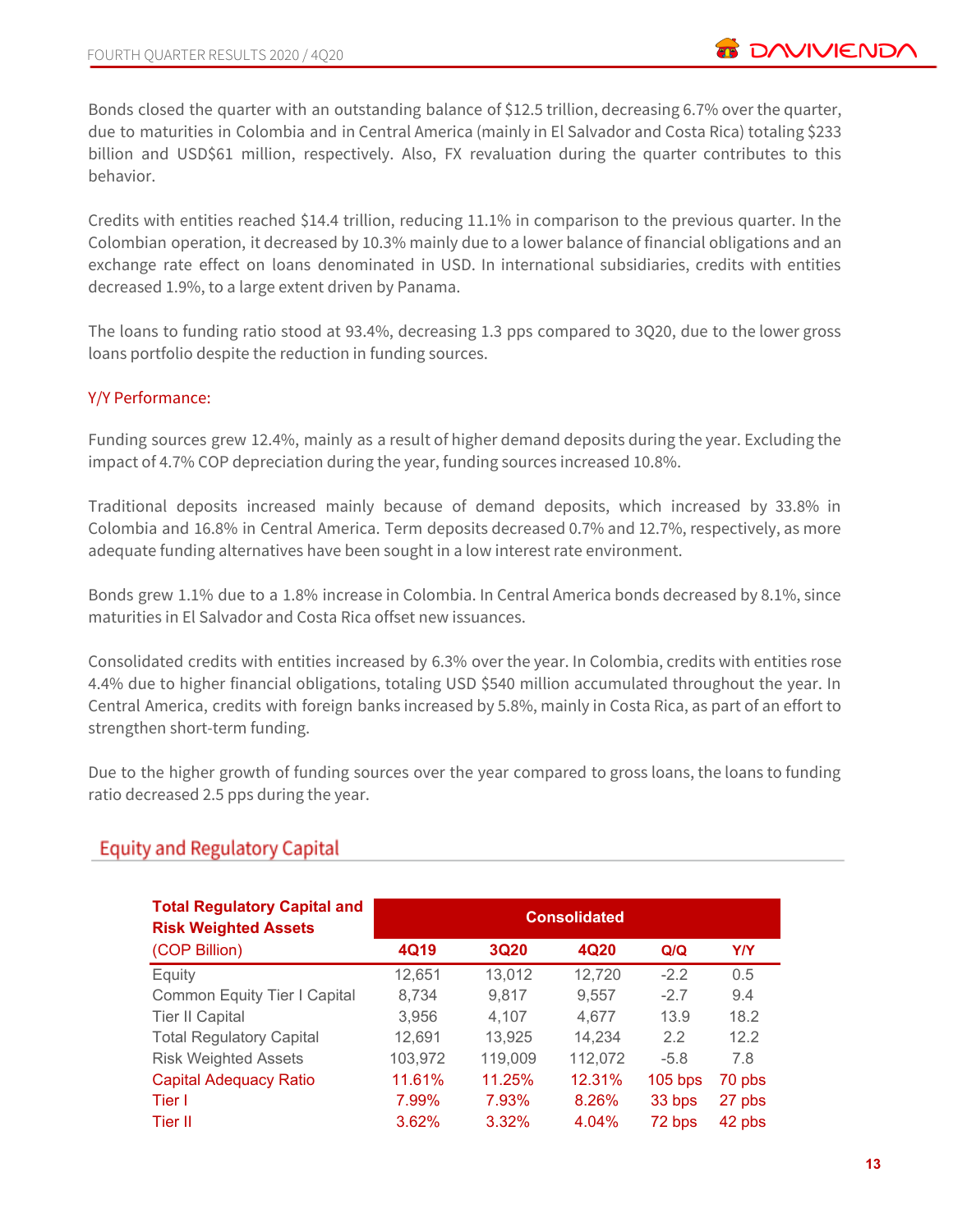Bonds closed the quarter with an outstanding balance of $12.5 trillion, decreasing 6.7% over the quarter, due to maturities in Colombia and in Central America (mainly in El Salvador and Costa Rica) totaling $233 billion and USD$61 million, respectively. Also, FX revaluation during the quarter contributes to this behavior.

Credits with entities reached $14.4 trillion, reducing 11.1% in comparison to the previous quarter. In the Colombian operation, it decreased by 10.3% mainly due to a lower balance of financial obligations and an exchange rate effect on loans denominated in USD. In international subsidiaries, credits with entities decreased 1.9%, to a large extent driven by Panama.

The loans to funding ratio stood at 93.4%, decreasing 1.3 pps compared to 3Q20, due to the lower gross loans portfolio despite the reduction in funding sources.

Y/Y Performance:

Funding sources grew 12.4%, mainly as a result of higher demand deposits during the year. Excluding the impact of 4.7% COP depreciation during the year, funding sources increased 10.8%.

Traditional deposits increased mainly because of demand deposits, which increased by 33.8% in Colombia and 16.8% in Central America. Term deposits decreased 0.7% and 12.7%, respectively, as more adequate funding alternatives have been sought in a low interest rate environment.

Bonds grew 1.1% due to a 1.8% increase in Colombia. In Central America bonds decreased by 8.1%, since maturities in El Salvador and Costa Rica offset new issuances.

Consolidated credits with entities increased by 6.3% over the year. In Colombia, credits with entities rose 4.4% due to higher financial obligations, totaling USD $540 million accumulated throughout the year. In Central America, credits with foreign banks increased by 5.8%, mainly in Costa Rica, as part of an effort to strengthen short-term funding.

Due to the higher growth of funding sources over the year compared to gross loans, the loans to funding ratio decreased 2.5 pps during the year.

## Equity and Regulatory Capital

| **Total Regulatory Capital and Risk Weighted Assets** | Consolidated | | | | |
|---|---|---|---|---|---|
| (COP Billion) | 4Q19 | 3Q20 | 4Q20 | Q/Q | Y/Y |
| Equity | 12,651 | 13,012 | 12,720 | -2.2 | 0.5 |
| Common Equity Tier I Capital | 8,734 | 9,817 | 9,557 | -2.7 | 9.4 |
| Tier II Capital | 3,956 | 4,107 | 4,677 | 13.9 | 18.2 |
| Total Regulatory Capital | 12,691 | 13,925 | 14,234 | 2.2 | 12.2 |
| Risk Weighted Assets | 103,972 | 119,009 | 112,072 | -5.8 | 7.8 |
| Capital Adequacy Ratio | 11.61% | 11.25% | 12.31% | 105 bps | 70 pbs |
| Tier I | 7.99% | 7.93% | 8.26% | 33 bps | 27 pbs |
| Tier II | 3.62% | 3.32% | 4.04% | 72 bps | 42 pbs |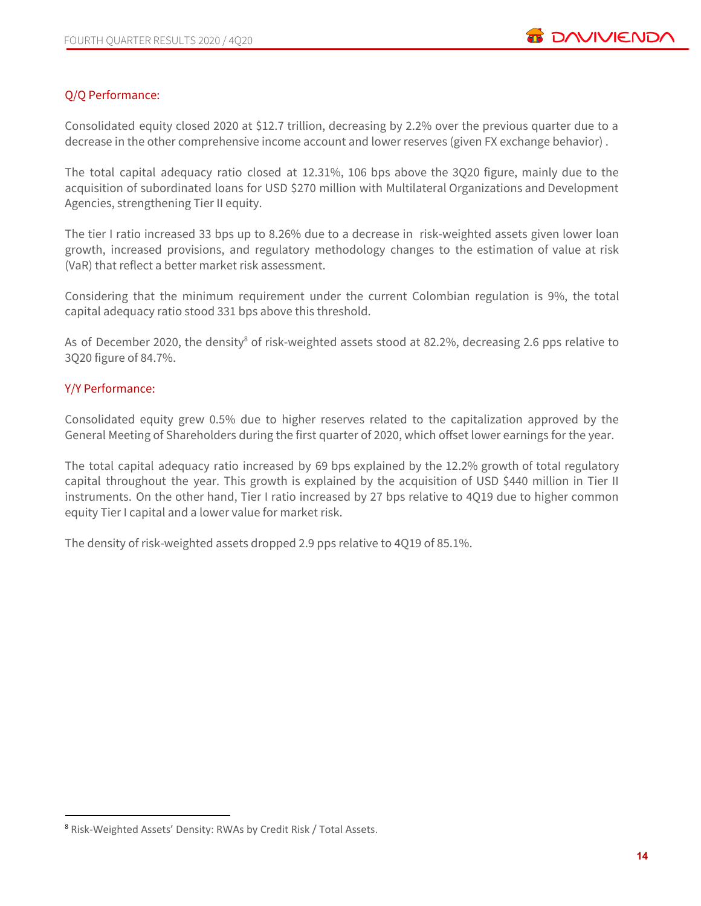### Q/Q Performance:

Consolidated equity closed 2020 at $12.7 trillion, decreasing by 2.2% over the previous quarter due to a decrease in the other comprehensive income account and lower reserves (given FX exchange behavior) .

The total capital adequacy ratio closed at 12.31%, 106 bps above the 3Q20 figure, mainly due to the acquisition of subordinated loans for USD $270 million with Multilateral Organizations and Development Agencies, strengthening Tier II equity.

The tier I ratio increased 33 bps up to 8.26% due to a decrease in risk-weighted assets given lower loan growth, increased provisions, and regulatory methodology changes to the estimation of value at risk (VaR) that reflect a better market risk assessment.

Considering that the minimum requirement under the current Colombian regulation is 9%, the total capital adequacy ratio stood 331 bps above this threshold.

As of December 2020, the density[8] of risk-weighted assets stood at 82.2%, decreasing 2.6 pps relative to 3Q20 figure of 84.7%.

### Y/Y Performance:

Consolidated equity grew 0.5% due to higher reserves related to the capitalization approved by the General Meeting of Shareholders during the first quarter of 2020, which offset lower earnings for the year.

The total capital adequacy ratio increased by 69 bps explained by the 12.2% growth of total regulatory capital throughout the year. This growth is explained by the acquisition of USD $440 million in Tier II instruments. On the other hand, Tier I ratio increased by 27 bps relative to 4Q19 due to higher common equity Tier I capital and a lower value for market risk.

The density of risk-weighted assets dropped 2.9 pps relative to 4Q19 of 85.1%.

---

[8] Risk-Weighted Assets' Density: RWAs by Credit Risk / Total Assets.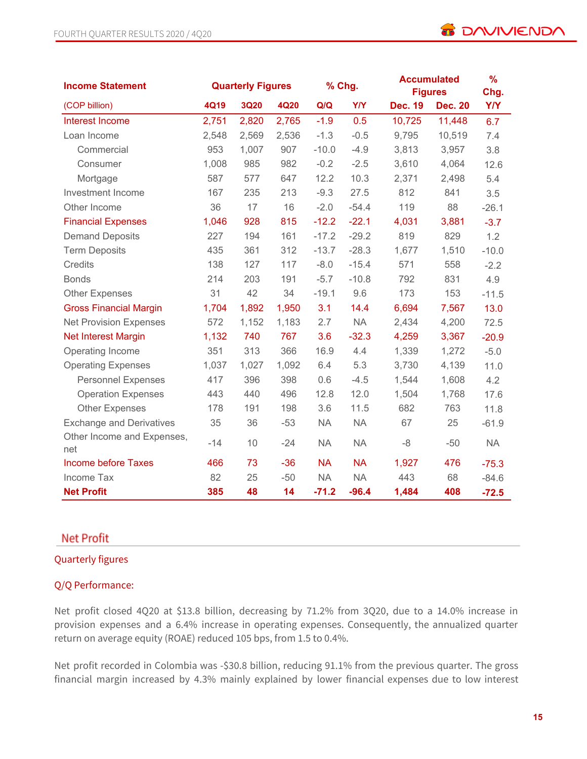| Income Statement | Quarterly Figures | | | % Chg. | | Accumulated Figures | | % Chg. |
|---|---|---|---|---|---|---|---|---|
| (COP billion) | 4Q19 | 3Q20 | 4Q20 | Q/Q | Y/Y | Dec. 19 | Dec. 20 | Y/Y |
| Interest Income | 2,751 | 2,820 | 2,765 | -1.9 | 0.5 | 10,725 | 11,448 | 6.7 |
| Loan Income | 2,548 | 2,569 | 2,536 | -1.3 | -0.5 | 9,795 | 10,519 | 7.4 |
| Commercial | 953 | 1,007 | 907 | -10.0 | -4.9 | 3,813 | 3,957 | 3.8 |
| Consumer | 1,008 | 985 | 982 | -0.2 | -2.5 | 3,610 | 4,064 | 12.6 |
| Mortgage | 587 | 577 | 647 | 12.2 | 10.3 | 2,371 | 2,498 | 5.4 |
| Investment Income | 167 | 235 | 213 | -9.3 | 27.5 | 812 | 841 | 3.5 |
| Other Income | 36 | 17 | 16 | -2.0 | -54.4 | 119 | 88 | -26.1 |
| Financial Expenses | 1,046 | 928 | 815 | -12.2 | -22.1 | 4,031 | 3,881 | -3.7 |
| Demand Deposits | 227 | 194 | 161 | -17.2 | -29.2 | 819 | 829 | 1.2 |
| Term Deposits | 435 | 361 | 312 | -13.7 | -28.3 | 1,677 | 1,510 | -10.0 |
| Credits | 138 | 127 | 117 | -8.0 | -15.4 | 571 | 558 | -2.2 |
| Bonds | 214 | 203 | 191 | -5.7 | -10.8 | 792 | 831 | 4.9 |
| Other Expenses | 31 | 42 | 34 | -19.1 | 9.6 | 173 | 153 | -11.5 |
| Gross Financial Margin | 1,704 | 1,892 | 1,950 | 3.1 | 14.4 | 6,694 | 7,567 | 13.0 |
| Net Provision Expenses | 572 | 1,152 | 1,183 | 2.7 | NA | 2,434 | 4,200 | 72.5 |
| Net Interest Margin | 1,132 | 740 | 767 | 3.6 | -32.3 | 4,259 | 3,367 | -20.9 |
| Operating Income | 351 | 313 | 366 | 16.9 | 4.4 | 1,339 | 1,272 | -5.0 |
| Operating Expenses | 1,037 | 1,027 | 1,092 | 6.4 | 5.3 | 3,730 | 4,139 | 11.0 |
| Personnel Expenses | 417 | 396 | 398 | 0.6 | -4.5 | 1,544 | 1,608 | 4.2 |
| Operation Expenses | 443 | 440 | 496 | 12.8 | 12.0 | 1,504 | 1,768 | 17.6 |
| Other Expenses | 178 | 191 | 198 | 3.6 | 11.5 | 682 | 763 | 11.8 |
| Exchange and Derivatives | 35 | 36 | -53 | NA | NA | 67 | 25 | -61.9 |
| Other Income and Expenses, net | -14 | 10 | -24 | NA | NA | -8 | -50 | NA |
| Income before Taxes | 466 | 73 | -36 | NA | NA | 1,927 | 476 | -75.3 |
| Income Tax | 82 | 25 | -50 | NA | NA | 443 | 68 | -84.6 |
| **Net Profit** | **385** | **48** | **14** | **-71.2** | **-96.4** | **1,484** | **408** | **-72.5** |

## Net Profit

### Quarterly figures

### Q/Q Performance:

Net profit closed 4Q20 at $13.8 billion, decreasing by 71.2% from 3Q20, due to a 14.0% increase in provision expenses and a 6.4% increase in operating expenses. Consequently, the annualized quarter return on average equity (ROAE) reduced 105 bps, from 1.5 to 0.4%.

Net profit recorded in Colombia was -$30.8 billion, reducing 91.1% from the previous quarter. The gross financial margin increased by 4.3% mainly explained by lower financial expenses due to low interest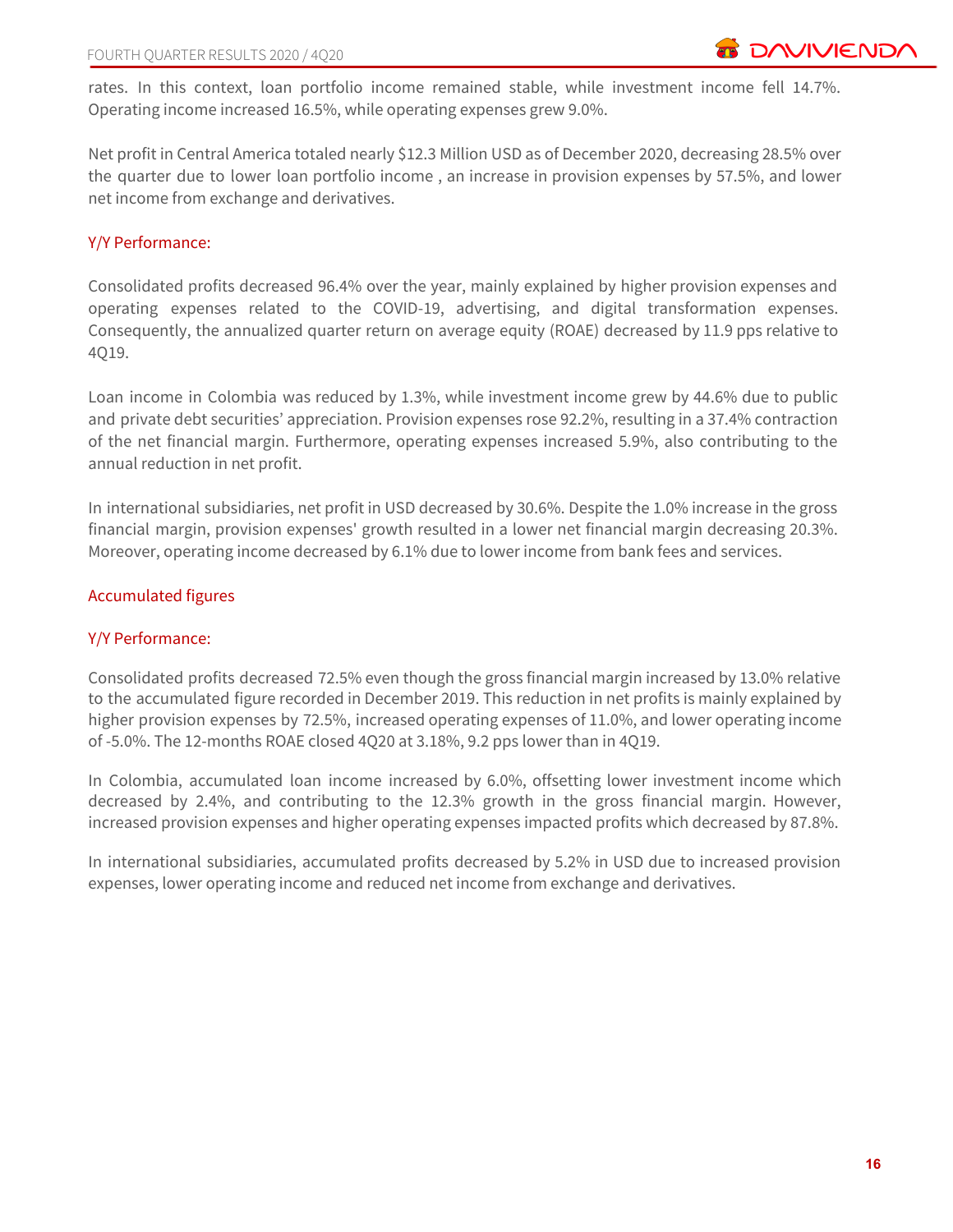rates. In this context, loan portfolio income remained stable, while investment income fell 14.7%. Operating income increased 16.5%, while operating expenses grew 9.0%.

Net profit in Central America totaled nearly $12.3 Million USD as of December 2020, decreasing 28.5% over the quarter due to lower loan portfolio income , an increase in provision expenses by 57.5%, and lower net income from exchange and derivatives.

### Y/Y Performance:

Consolidated profits decreased 96.4% over the year, mainly explained by higher provision expenses and operating expenses related to the COVID-19, advertising, and digital transformation expenses. Consequently, the annualized quarter return on average equity (ROAE) decreased by 11.9 pps relative to 4Q19.

Loan income in Colombia was reduced by 1.3%, while investment income grew by 44.6% due to public and private debt securities' appreciation. Provision expenses rose 92.2%, resulting in a 37.4% contraction of the net financial margin. Furthermore, operating expenses increased 5.9%, also contributing to the annual reduction in net profit.

In international subsidiaries, net profit in USD decreased by 30.6%. Despite the 1.0% increase in the gross financial margin, provision expenses' growth resulted in a lower net financial margin decreasing 20.3%. Moreover, operating income decreased by 6.1% due to lower income from bank fees and services.

## Accumulated figures

### Y/Y Performance:

Consolidated profits decreased 72.5% even though the gross financial margin increased by 13.0% relative to the accumulated figure recorded in December 2019. This reduction in net profits is mainly explained by higher provision expenses by 72.5%, increased operating expenses of 11.0%, and lower operating income of -5.0%. The 12-months ROAE closed 4Q20 at 3.18%, 9.2 pps lower than in 4Q19.

In Colombia, accumulated loan income increased by 6.0%, offsetting lower investment income which decreased by 2.4%, and contributing to the 12.3% growth in the gross financial margin. However, increased provision expenses and higher operating expenses impacted profits which decreased by 87.8%.

In international subsidiaries, accumulated profits decreased by 5.2% in USD due to increased provision expenses, lower operating income and reduced net income from exchange and derivatives.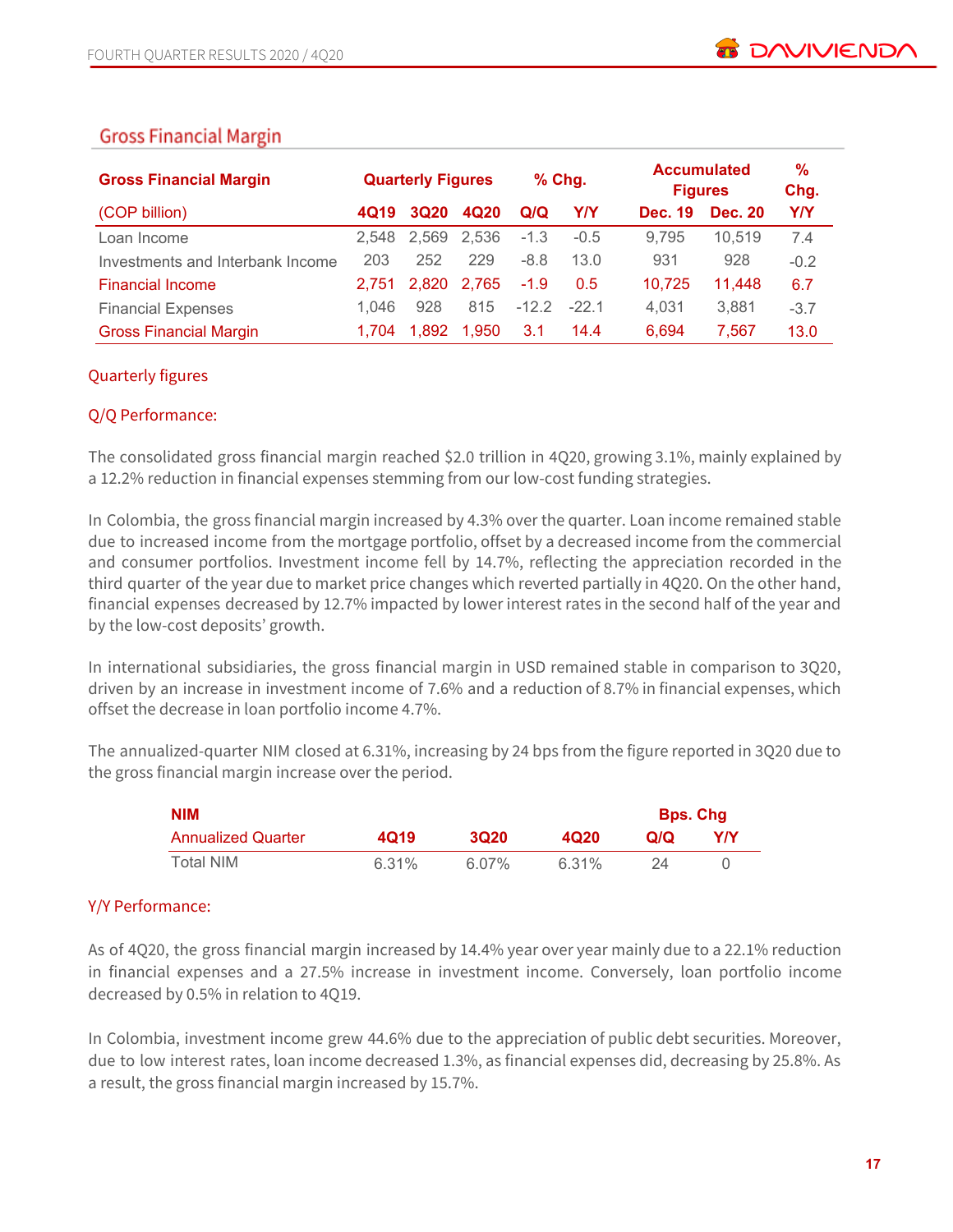## Gross Financial Margin

| Gross Financial Margin | Quarterly Figures | | | % Chg. | | Accumulated Figures | | % Chg. |
|---|---|---|---|---|---|---|---|---|
| (COP billion) | 4Q19 | 3Q20 | 4Q20 | Q/Q | Y/Y | Dec. 19 | Dec. 20 | Y/Y |
| Loan Income | 2,548 | 2,569 | 2,536 | -1.3 | -0.5 | 9,795 | 10,519 | 7.4 |
| Investments and Interbank Income | 203 | 252 | 229 | -8.8 | 13.0 | 931 | 928 | -0.2 |
| Financial Income | 2,751 | 2,820 | 2,765 | -1.9 | 0.5 | 10,725 | 11,448 | 6.7 |
| Financial Expenses | 1,046 | 928 | 815 | -12.2 | -22.1 | 4,031 | 3,881 | -3.7 |
| Gross Financial Margin | 1,704 | 1,892 | 1,950 | 3.1 | 14.4 | 6,694 | 7,567 | 13.0 |

### Quarterly figures

#### Q/Q Performance:

The consolidated gross financial margin reached $2.0 trillion in 4Q20, growing 3.1%, mainly explained by a 12.2% reduction in financial expenses stemming from our low-cost funding strategies.

In Colombia, the gross financial margin increased by 4.3% over the quarter. Loan income remained stable due to increased income from the mortgage portfolio, offset by a decreased income from the commercial and consumer portfolios. Investment income fell by 14.7%, reflecting the appreciation recorded in the third quarter of the year due to market price changes which reverted partially in 4Q20. On the other hand, financial expenses decreased by 12.7% impacted by lower interest rates in the second half of the year and by the low-cost deposits' growth.

In international subsidiaries, the gross financial margin in USD remained stable in comparison to 3Q20, driven by an increase in investment income of 7.6% and a reduction of 8.7% in financial expenses, which offset the decrease in loan portfolio income 4.7%.

The annualized-quarter NIM closed at 6.31%, increasing by 24 bps from the figure reported in 3Q20 due to the gross financial margin increase over the period.

| NIM | | | | Bps. Chg | |
|---|---|---|---|---|---|
| Annualized Quarter | 4Q19 | 3Q20 | 4Q20 | Q/Q | Y/Y |
| Total NIM | 6.31% | 6.07% | 6.31% | 24 | 0 |

#### Y/Y Performance:

As of 4Q20, the gross financial margin increased by 14.4% year over year mainly due to a 22.1% reduction in financial expenses and a 27.5% increase in investment income. Conversely, loan portfolio income decreased by 0.5% in relation to 4Q19.

In Colombia, investment income grew 44.6% due to the appreciation of public debt securities. Moreover, due to low interest rates, loan income decreased 1.3%, as financial expenses did, decreasing by 25.8%. As a result, the gross financial margin increased by 15.7%.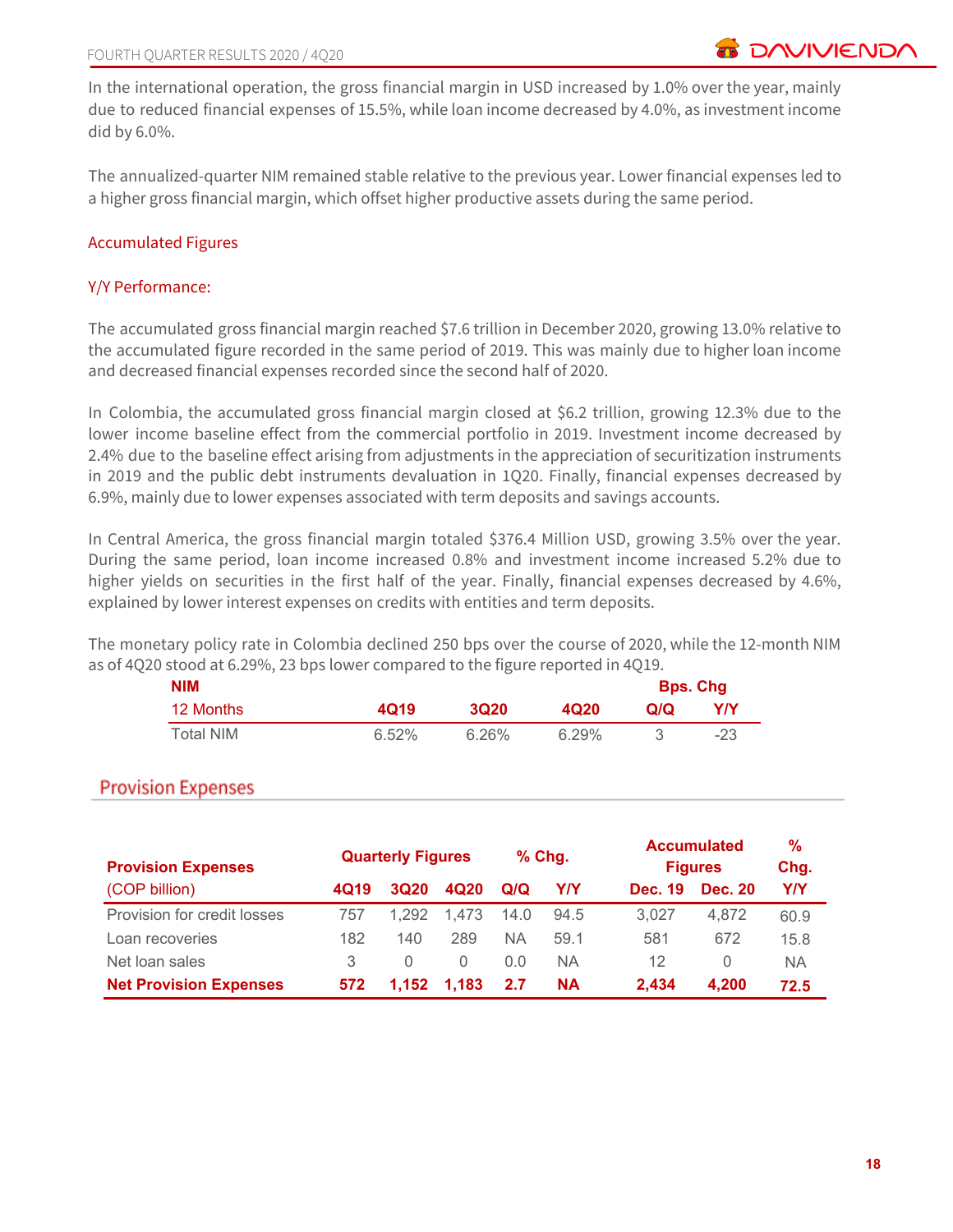In the international operation, the gross financial margin in USD increased by 1.0% over the year, mainly due to reduced financial expenses of 15.5%, while loan income decreased by 4.0%, as investment income did by 6.0%.

The annualized-quarter NIM remained stable relative to the previous year. Lower financial expenses led to a higher gross financial margin, which offset higher productive assets during the same period.

### Accumulated Figures

### Y/Y Performance:

The accumulated gross financial margin reached $7.6 trillion in December 2020, growing 13.0% relative to the accumulated figure recorded in the same period of 2019. This was mainly due to higher loan income and decreased financial expenses recorded since the second half of 2020.

In Colombia, the accumulated gross financial margin closed at $6.2 trillion, growing 12.3% due to the lower income baseline effect from the commercial portfolio in 2019. Investment income decreased by 2.4% due to the baseline effect arising from adjustments in the appreciation of securitization instruments in 2019 and the public debt instruments devaluation in 1Q20. Finally, financial expenses decreased by 6.9%, mainly due to lower expenses associated with term deposits and savings accounts.

In Central America, the gross financial margin totaled $376.4 Million USD, growing 3.5% over the year. During the same period, loan income increased 0.8% and investment income increased 5.2% due to higher yields on securities in the first half of the year. Finally, financial expenses decreased by 4.6%, explained by lower interest expenses on credits with entities and term deposits.

The monetary policy rate in Colombia declined 250 bps over the course of 2020, while the 12-month NIM as of 4Q20 stood at 6.29%, 23 bps lower compared to the figure reported in 4Q19.

| **NIM** | | | | **Bps. Chg** | |
|---|---|---|---|---|---|
| 12 Months | **4Q19** | **3Q20** | **4Q20** | **Q/Q** | **Y/Y** |
| Total NIM | 6.52% | 6.26% | 6.29% | 3 | -23 |

## Provision Expenses

| **Provision Expenses** | **Quarterly Figures** | | | **% Chg.** | | **Accumulated Figures** | | **% Chg.** |
|---|---|---|---|---|---|---|---|---|
| (COP billion) | **4Q19** | **3Q20** | **4Q20** | **Q/Q** | **Y/Y** | **Dec. 19** | **Dec. 20** | **Y/Y** |
| Provision for credit losses | 757 | 1,292 | 1,473 | 14.0 | 94.5 | 3,027 | 4,872 | 60.9 |
| Loan recoveries | 182 | 140 | 289 | NA | 59.1 | 581 | 672 | 15.8 |
| Net loan sales | 3 | 0 | 0 | 0.0 | NA | 12 | 0 | NA |
| **Net Provision Expenses** | **572** | **1,152** | **1,183** | **2.7** | **NA** | **2,434** | **4,200** | **72.5** |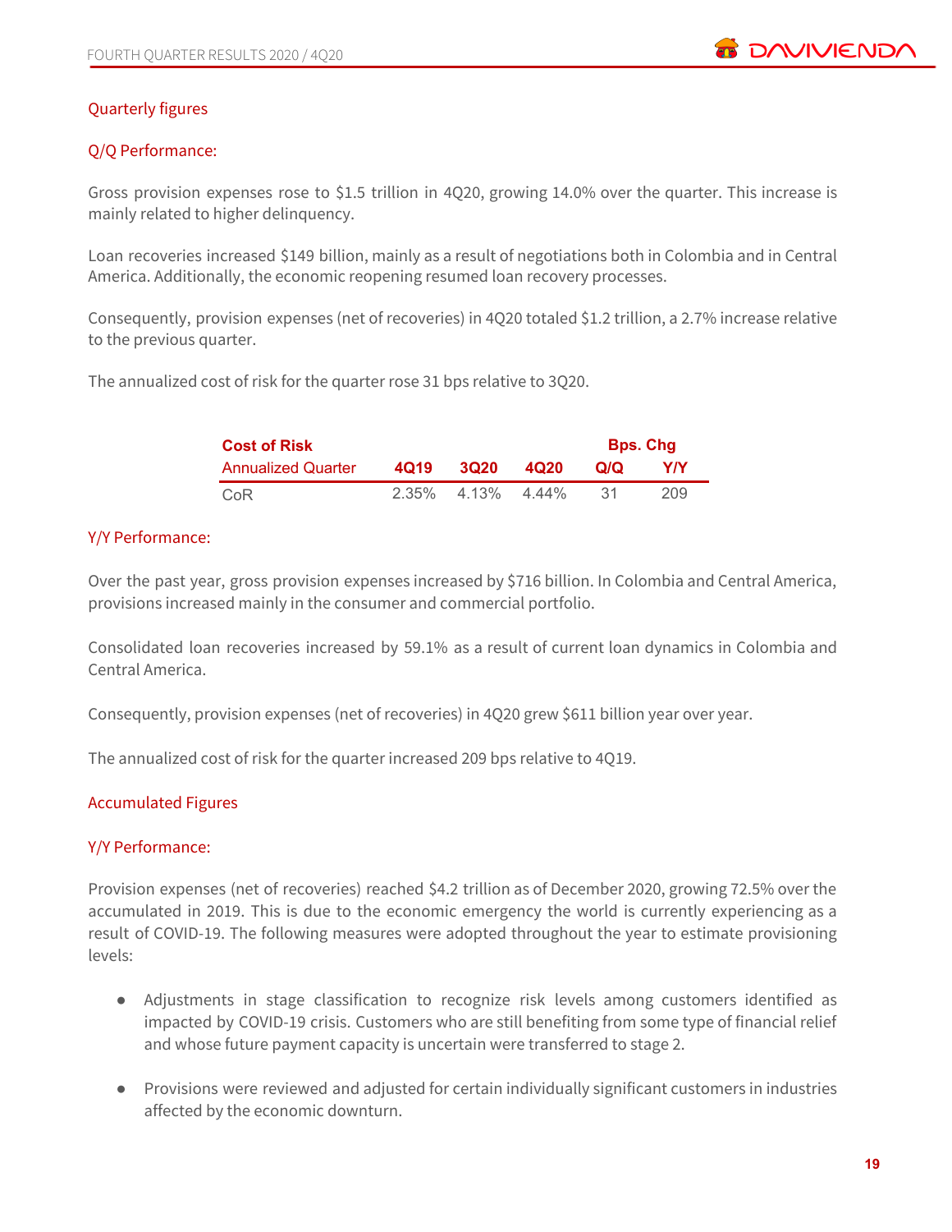## Quarterly figures

### Q/Q Performance:

Gross provision expenses rose to $1.5 trillion in 4Q20, growing 14.0% over the quarter. This increase is mainly related to higher delinquency.

Loan recoveries increased $149 billion, mainly as a result of negotiations both in Colombia and in Central America. Additionally, the economic reopening resumed loan recovery processes.

Consequently, provision expenses (net of recoveries) in 4Q20 totaled $1.2 trillion, a 2.7% increase relative to the previous quarter.

The annualized cost of risk for the quarter rose 31 bps relative to 3Q20.

| **Cost of Risk** | | | | **Bps. Chg** | |
|---|---|---|---|---|---|
| Annualized Quarter | **4Q19** | **3Q20** | **4Q20** | **Q/Q** | **Y/Y** |
| CoR | 2.35% | 4.13% | 4.44% | 31 | 209 |

### Y/Y Performance:

Over the past year, gross provision expenses increased by $716 billion. In Colombia and Central America, provisions increased mainly in the consumer and commercial portfolio.

Consolidated loan recoveries increased by 59.1% as a result of current loan dynamics in Colombia and Central America.

Consequently, provision expenses (net of recoveries) in 4Q20 grew $611 billion year over year.

The annualized cost of risk for the quarter increased 209 bps relative to 4Q19.

## Accumulated Figures

### Y/Y Performance:

Provision expenses (net of recoveries) reached $4.2 trillion as of December 2020, growing 72.5% over the accumulated in 2019. This is due to the economic emergency the world is currently experiencing as a result of COVID-19. The following measures were adopted throughout the year to estimate provisioning levels:

- Adjustments in stage classification to recognize risk levels among customers identified as impacted by COVID-19 crisis. Customers who are still benefiting from some type of financial relief and whose future payment capacity is uncertain were transferred to stage 2.

- Provisions were reviewed and adjusted for certain individually significant customers in industries affected by the economic downturn.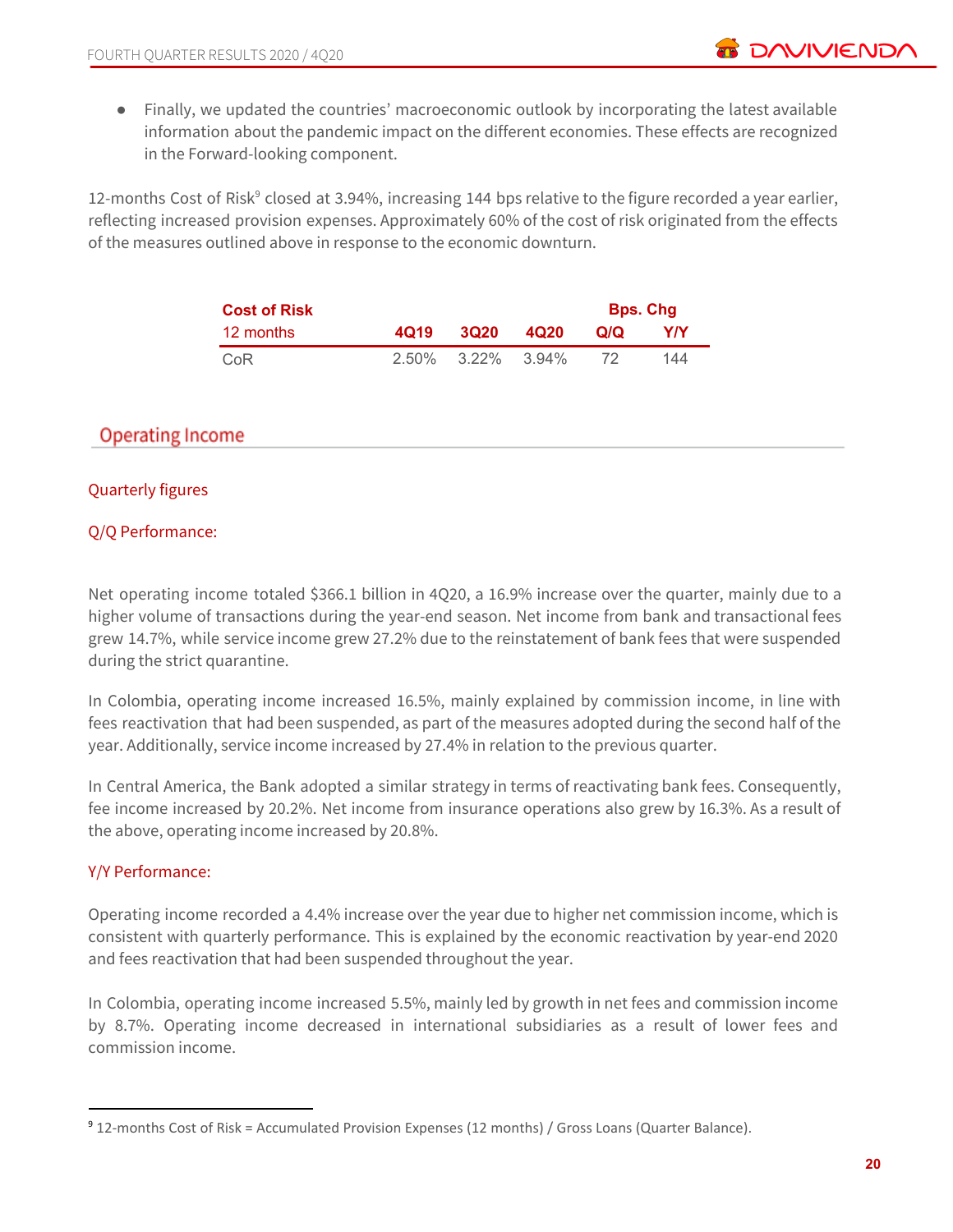- Finally, we updated the countries' macroeconomic outlook by incorporating the latest available information about the pandemic impact on the different economies. These effects are recognized in the Forward-looking component.

12-months Cost of Risk[9] closed at 3.94%, increasing 144 bps relative to the figure recorded a year earlier, reflecting increased provision expenses. Approximately 60% of the cost of risk originated from the effects of the measures outlined above in response to the economic downturn.

| Cost of Risk | | | | Bps. Chg | |
|---|---|---|---|---|---|
| 12 months | 4Q19 | 3Q20 | 4Q20 | Q/Q | Y/Y |
| CoR | 2.50% | 3.22% | 3.94% | 72 | 144 |

## Operating Income

### Quarterly figures

### Q/Q Performance:

Net operating income totaled $366.1 billion in 4Q20, a 16.9% increase over the quarter, mainly due to a higher volume of transactions during the year-end season. Net income from bank and transactional fees grew 14.7%, while service income grew 27.2% due to the reinstatement of bank fees that were suspended during the strict quarantine.

In Colombia, operating income increased 16.5%, mainly explained by commission income, in line with fees reactivation that had been suspended, as part of the measures adopted during the second half of the year. Additionally, service income increased by 27.4% in relation to the previous quarter.

In Central America, the Bank adopted a similar strategy in terms of reactivating bank fees. Consequently, fee income increased by 20.2%. Net income from insurance operations also grew by 16.3%. As a result of the above, operating income increased by 20.8%.

### Y/Y Performance:

Operating income recorded a 4.4% increase over the year due to higher net commission income, which is consistent with quarterly performance. This is explained by the economic reactivation by year-end 2020 and fees reactivation that had been suspended throughout the year.

In Colombia, operating income increased 5.5%, mainly led by growth in net fees and commission income by 8.7%. Operating income decreased in international subsidiaries as a result of lower fees and commission income.

---

[9] 12-months Cost of Risk = Accumulated Provision Expenses (12 months) / Gross Loans (Quarter Balance).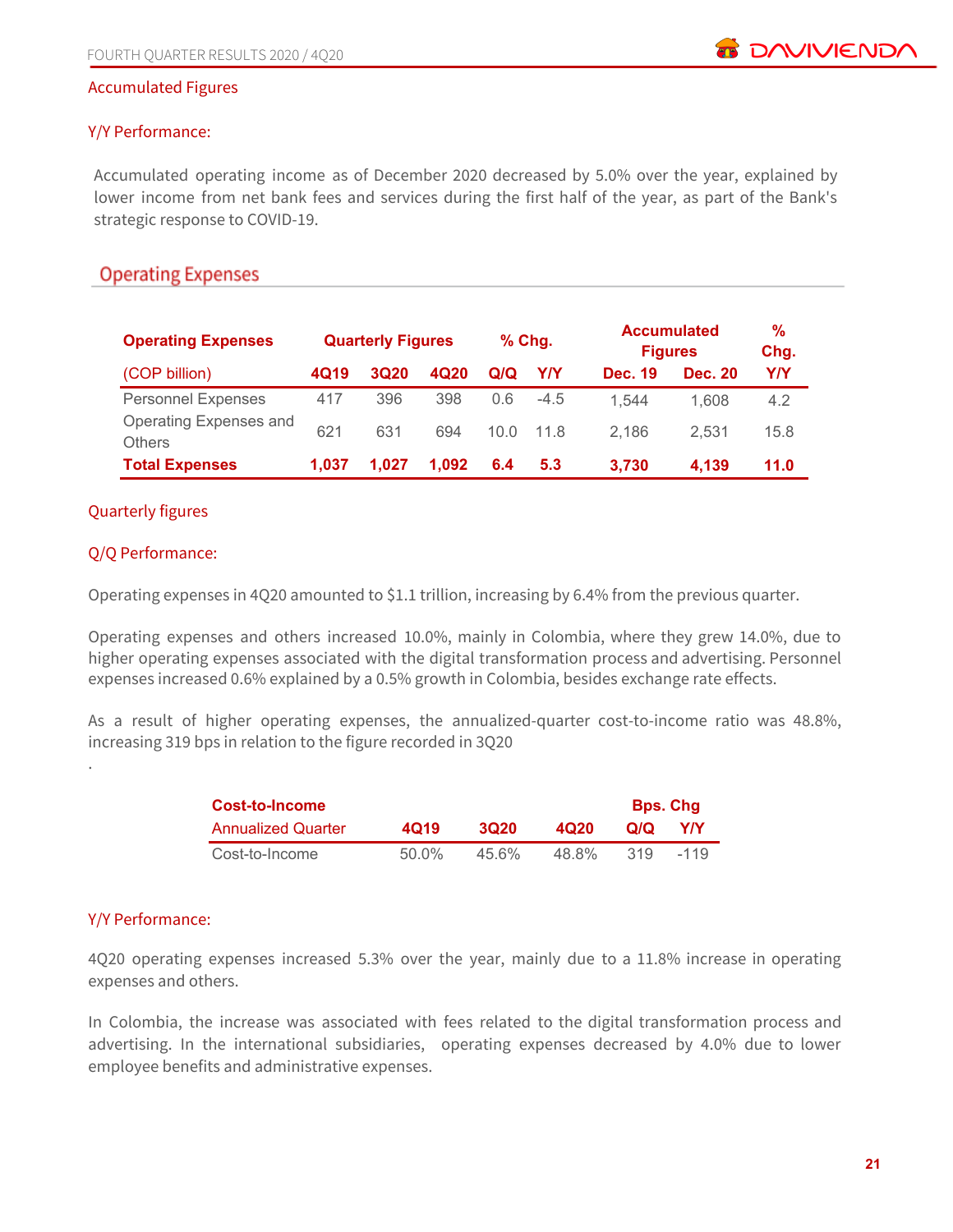Accumulated Figures

Y/Y Performance:

Accumulated operating income as of December 2020 decreased by 5.0% over the year, explained by lower income from net bank fees and services during the first half of the year, as part of the Bank's strategic response to COVID-19.

## Operating Expenses

| Operating Expenses | Quarterly Figures | | | % Chg. | | Accumulated Figures | | % Chg. |
|---|---|---|---|---|---|---|---|---|
| (COP billion) | 4Q19 | 3Q20 | 4Q20 | Q/Q | Y/Y | Dec. 19 | Dec. 20 | Y/Y |
| Personnel Expenses | 417 | 396 | 398 | 0.6 | -4.5 | 1,544 | 1,608 | 4.2 |
| Operating Expenses and Others | 621 | 631 | 694 | 10.0 | 11.8 | 2,186 | 2,531 | 15.8 |
| **Total Expenses** | **1,037** | **1,027** | **1,092** | **6.4** | **5.3** | **3,730** | **4,139** | **11.0** |

Quarterly figures

Q/Q Performance:

Operating expenses in 4Q20 amounted to $1.1 trillion, increasing by 6.4% from the previous quarter.

Operating expenses and others increased 10.0%, mainly in Colombia, where they grew 14.0%, due to higher operating expenses associated with the digital transformation process and advertising. Personnel expenses increased 0.6% explained by a 0.5% growth in Colombia, besides exchange rate effects.

As a result of higher operating expenses, the annualized-quarter cost-to-income ratio was 48.8%, increasing 319 bps in relation to the figure recorded in 3Q20

.

| Cost-to-Income | | | | Bps. Chg | |
|---|---|---|---|---|---|
| Annualized Quarter | 4Q19 | 3Q20 | 4Q20 | Q/Q | Y/Y |
| Cost-to-Income | 50.0% | 45.6% | 48.8% | 319 | -119 |

Y/Y Performance:

4Q20 operating expenses increased 5.3% over the year, mainly due to a 11.8% increase in operating expenses and others.

In Colombia, the increase was associated with fees related to the digital transformation process and advertising. In the international subsidiaries, operating expenses decreased by 4.0% due to lower employee benefits and administrative expenses.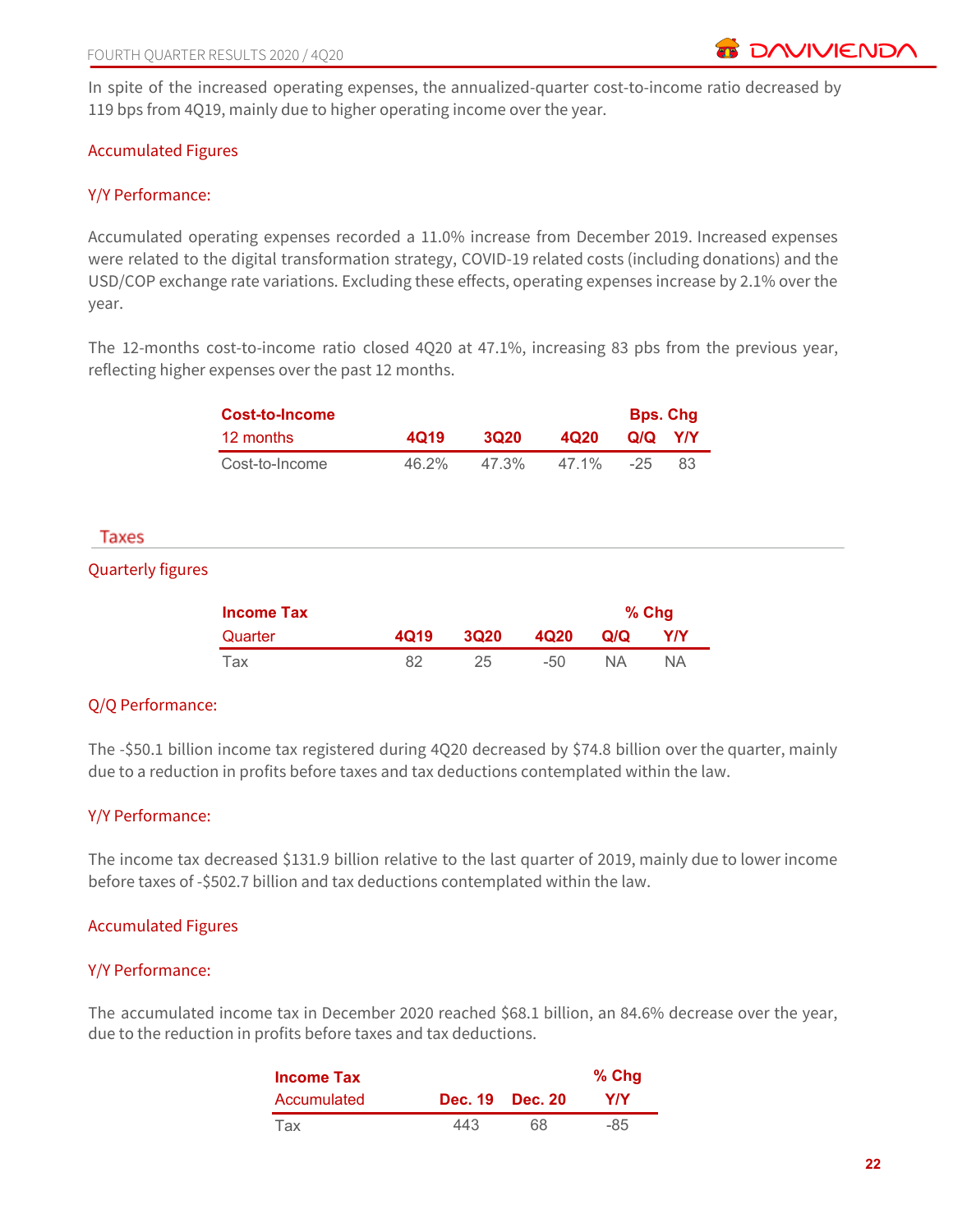In spite of the increased operating expenses, the annualized-quarter cost-to-income ratio decreased by 119 bps from 4Q19, mainly due to higher operating income over the year.

### Accumulated Figures

#### Y/Y Performance:

Accumulated operating expenses recorded a 11.0% increase from December 2019. Increased expenses were related to the digital transformation strategy, COVID-19 related costs (including donations) and the USD/COP exchange rate variations. Excluding these effects, operating expenses increase by 2.1% over the year.

The 12-months cost-to-income ratio closed 4Q20 at 47.1%, increasing 83 pbs from the previous year, reflecting higher expenses over the past 12 months.

| **Cost-to-Income** | | | | **Bps. Chg** | |
|---|---|---|---|---|---|
| 12 months | **4Q19** | **3Q20** | **4Q20** | **Q/Q** | **Y/Y** |
| Cost-to-Income | 46.2% | 47.3% | 47.1% | -25 | 83 |

## Taxes

### Quarterly figures

| **Income Tax** | | | | **% Chg** | |
|---|---|---|---|---|---|
| Quarter | **4Q19** | **3Q20** | **4Q20** | **Q/Q** | **Y/Y** |
| Tax | 82 | 25 | -50 | NA | NA |

#### Q/Q Performance:

The -$50.1 billion income tax registered during 4Q20 decreased by $74.8 billion over the quarter, mainly due to a reduction in profits before taxes and tax deductions contemplated within the law.

#### Y/Y Performance:

The income tax decreased $131.9 billion relative to the last quarter of 2019, mainly due to lower income before taxes of -$502.7 billion and tax deductions contemplated within the law.

### Accumulated Figures

#### Y/Y Performance:

The accumulated income tax in December 2020 reached $68.1 billion, an 84.6% decrease over the year, due to the reduction in profits before taxes and tax deductions.

| **Income Tax** | | | **% Chg** |
|---|---|---|---|
| Accumulated | **Dec. 19** | **Dec. 20** | **Y/Y** |
| Tax | 443 | 68 | -85 |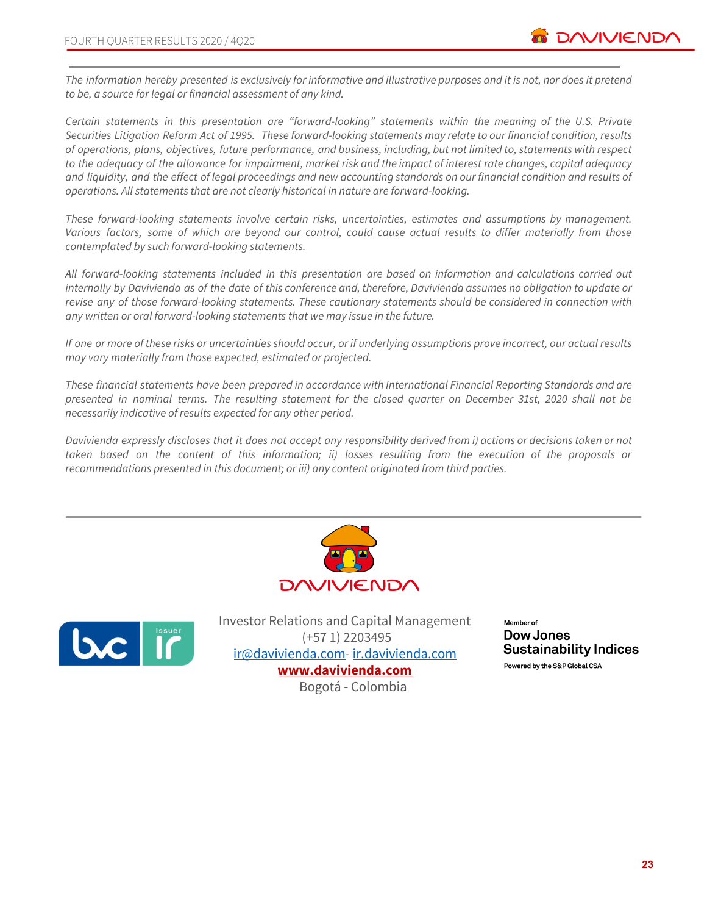*The information hereby presented is exclusively for informative and illustrative purposes and it is not, nor does it pretend to be, a source for legal or financial assessment of any kind.*

*Certain statements in this presentation are "forward-looking" statements within the meaning of the U.S. Private Securities Litigation Reform Act of 1995. These forward-looking statements may relate to our financial condition, results of operations, plans, objectives, future performance, and business, including, but not limited to, statements with respect to the adequacy of the allowance for impairment, market risk and the impact of interest rate changes, capital adequacy and liquidity, and the effect of legal proceedings and new accounting standards on our financial condition and results of operations. All statements that are not clearly historical in nature are forward-looking.*

*These forward-looking statements involve certain risks, uncertainties, estimates and assumptions by management. Various factors, some of which are beyond our control, could cause actual results to differ materially from those contemplated by such forward-looking statements.*

*All forward-looking statements included in this presentation are based on information and calculations carried out internally by Davivienda as of the date of this conference and, therefore, Davivienda assumes no obligation to update or revise any of those forward-looking statements. These cautionary statements should be considered in connection with any written or oral forward-looking statements that we may issue in the future.*

*If one or more of these risks or uncertainties should occur, or if underlying assumptions prove incorrect, our actual results may vary materially from those expected, estimated or projected.*

*These financial statements have been prepared in accordance with International Financial Reporting Standards and are presented in nominal terms. The resulting statement for the closed quarter on December 31st, 2020 shall not be necessarily indicative of results expected for any other period.*

*Davivienda expressly discloses that it does not accept any responsibility derived from i) actions or decisions taken or not taken based on the content of this information; ii) losses resulting from the execution of the proposals or recommendations presented in this document; or iii) any content originated from third parties.*

DAVIVIENDA

bvc Issuer ir

Investor Relations and Capital Management
(+57 1) 2203495
ir@davivienda.com- ir.davivienda.com
**www.davivienda.com**
Bogotá - Colombia

Member of
Dow Jones
Sustainability Indices
Powered by the S&P Global CSA